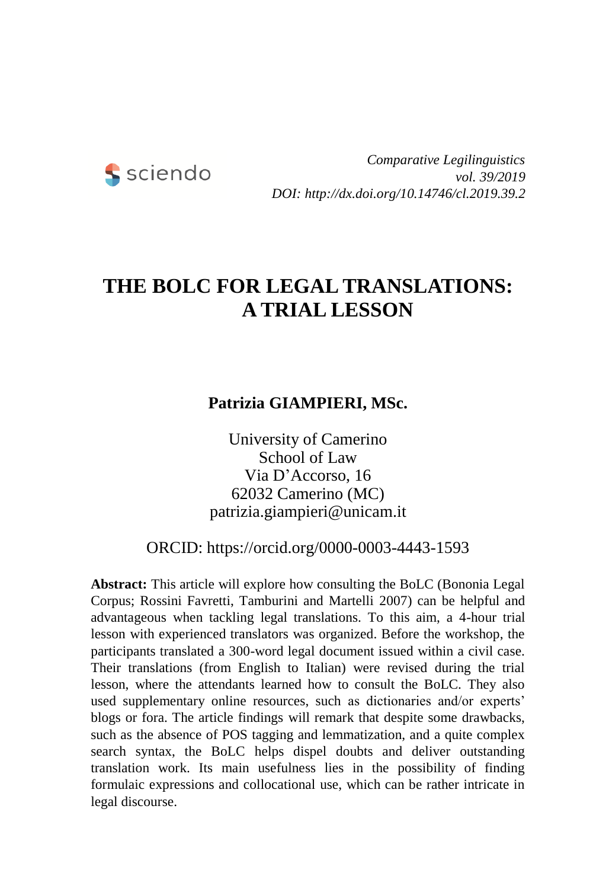*Comparative Legilinguistics*
*vol. 39/2019*
*DOI: http://dx.doi.org/10.14746/cl.2019.39.2*

# THE BOLC FOR LEGAL TRANSLATIONS: A TRIAL LESSON

**Patrizia GIAMPIERI, MSc.**

University of Camerino
School of Law
Via D'Accorso, 16
62032 Camerino (MC)
patrizia.giampieri@unicam.it

ORCID: https://orcid.org/0000-0003-4443-1593

**Abstract:** This article will explore how consulting the BoLC (Bononia Legal Corpus; Rossini Favretti, Tamburini and Martelli 2007) can be helpful and advantageous when tackling legal translations. To this aim, a 4-hour trial lesson with experienced translators was organized. Before the workshop, the participants translated a 300-word legal document issued within a civil case. Their translations (from English to Italian) were revised during the trial lesson, where the attendants learned how to consult the BoLC. They also used supplementary online resources, such as dictionaries and/or experts' blogs or fora. The article findings will remark that despite some drawbacks, such as the absence of POS tagging and lemmatization, and a quite complex search syntax, the BoLC helps dispel doubts and deliver outstanding translation work. Its main usefulness lies in the possibility of finding formulaic expressions and collocational use, which can be rather intricate in legal discourse.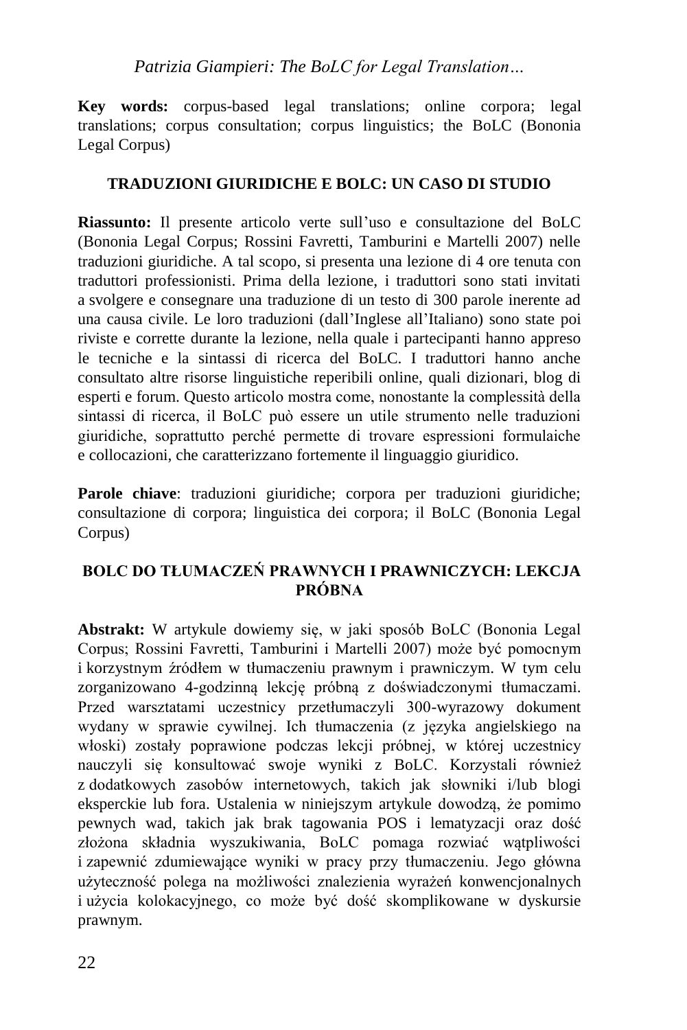**Key words:** corpus-based legal translations; online corpora; legal translations; corpus consultation; corpus linguistics; the BoLC (Bononia Legal Corpus)

## TRADUZIONI GIURIDICHE E BOLC: UN CASO DI STUDIO

**Riassunto:** Il presente articolo verte sull'uso e consultazione del BoLC (Bononia Legal Corpus; Rossini Favretti, Tamburini e Martelli 2007) nelle traduzioni giuridiche. A tal scopo, si presenta una lezione di 4 ore tenuta con traduttori professionisti. Prima della lezione, i traduttori sono stati invitati a svolgere e consegnare una traduzione di un testo di 300 parole inerente ad una causa civile. Le loro traduzioni (dall'Inglese all'Italiano) sono state poi riviste e corrette durante la lezione, nella quale i partecipanti hanno appreso le tecniche e la sintassi di ricerca del BoLC. I traduttori hanno anche consultato altre risorse linguistiche reperibili online, quali dizionari, blog di esperti e forum. Questo articolo mostra come, nonostante la complessità della sintassi di ricerca, il BoLC può essere un utile strumento nelle traduzioni giuridiche, soprattutto perché permette di trovare espressioni formulaiche e collocazioni, che caratterizzano fortemente il linguaggio giuridico.

**Parole chiave**: traduzioni giuridiche; corpora per traduzioni giuridiche; consultazione di corpora; linguistica dei corpora; il BoLC (Bononia Legal Corpus)

## BOLC DO TŁUMACZEŃ PRAWNYCH I PRAWNICZYCH: LEKCJA PRÓBNA

**Abstrakt:** W artykule dowiemy się, w jaki sposób BoLC (Bononia Legal Corpus; Rossini Favretti, Tamburini i Martelli 2007) może być pomocnym i korzystnym źródłem w tłumaczeniu prawnym i prawniczym. W tym celu zorganizowano 4-godzinną lekcję próbną z doświadczonymi tłumaczami. Przed warsztatami uczestnicy przetłumaczyli 300-wyrazowy dokument wydany w sprawie cywilnej. Ich tłumaczenia (z języka angielskiego na włoski) zostały poprawione podczas lekcji próbnej, w której uczestnicy nauczyli się konsultować swoje wyniki z BoLC. Korzystali również z dodatkowych zasobów internetowych, takich jak słowniki i/lub blogi eksperckie lub fora. Ustalenia w niniejszym artykule dowodzą, że pomimo pewnych wad, takich jak brak tagowania POS i lematyzacji oraz dość złożona składnia wyszukiwania, BoLC pomaga rozwiać wątpliwości i zapewnić zdumiewające wyniki w pracy przy tłumaczeniu. Jego główna użyteczność polega na możliwości znalezienia wyrażeń konwencjonalnych i użycia kolokacyjnego, co może być dość skomplikowane w dyskursie prawnym.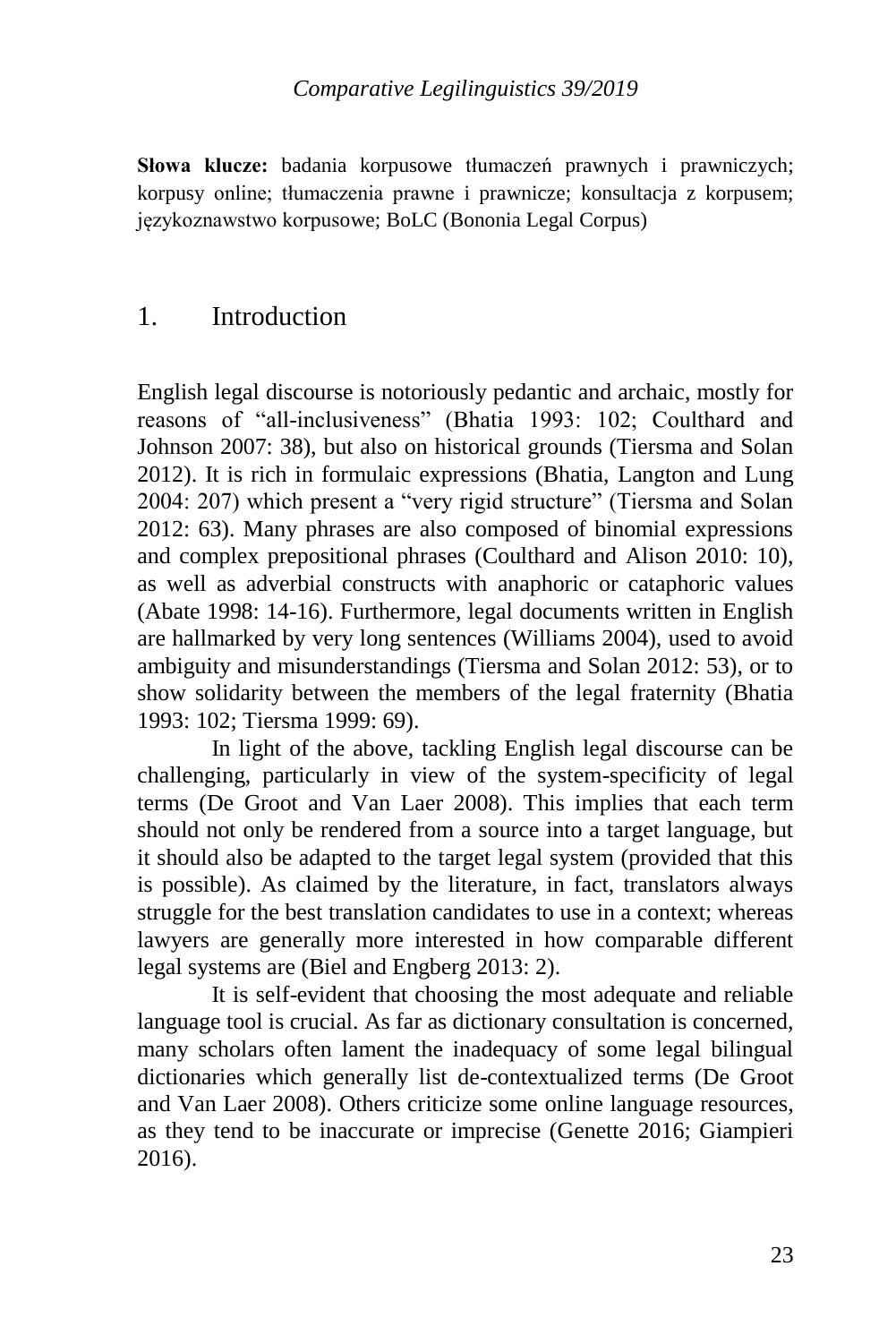**Słowa klucze:** badania korpusowe tłumaczeń prawnych i prawniczych; korpusy online; tłumaczenia prawne i prawnicze; konsultacja z korpusem; językoznawstwo korpusowe; BoLC (Bononia Legal Corpus)

## 1. Introduction

English legal discourse is notoriously pedantic and archaic, mostly for reasons of "all-inclusiveness" (Bhatia 1993: 102; Coulthard and Johnson 2007: 38), but also on historical grounds (Tiersma and Solan 2012). It is rich in formulaic expressions (Bhatia, Langton and Lung 2004: 207) which present a "very rigid structure" (Tiersma and Solan 2012: 63). Many phrases are also composed of binomial expressions and complex prepositional phrases (Coulthard and Alison 2010: 10), as well as adverbial constructs with anaphoric or cataphoric values (Abate 1998: 14-16). Furthermore, legal documents written in English are hallmarked by very long sentences (Williams 2004), used to avoid ambiguity and misunderstandings (Tiersma and Solan 2012: 53), or to show solidarity between the members of the legal fraternity (Bhatia 1993: 102; Tiersma 1999: 69).

In light of the above, tackling English legal discourse can be challenging, particularly in view of the system-specificity of legal terms (De Groot and Van Laer 2008). This implies that each term should not only be rendered from a source into a target language, but it should also be adapted to the target legal system (provided that this is possible). As claimed by the literature, in fact, translators always struggle for the best translation candidates to use in a context; whereas lawyers are generally more interested in how comparable different legal systems are (Biel and Engberg 2013: 2).

It is self-evident that choosing the most adequate and reliable language tool is crucial. As far as dictionary consultation is concerned, many scholars often lament the inadequacy of some legal bilingual dictionaries which generally list de-contextualized terms (De Groot and Van Laer 2008). Others criticize some online language resources, as they tend to be inaccurate or imprecise (Genette 2016; Giampieri 2016).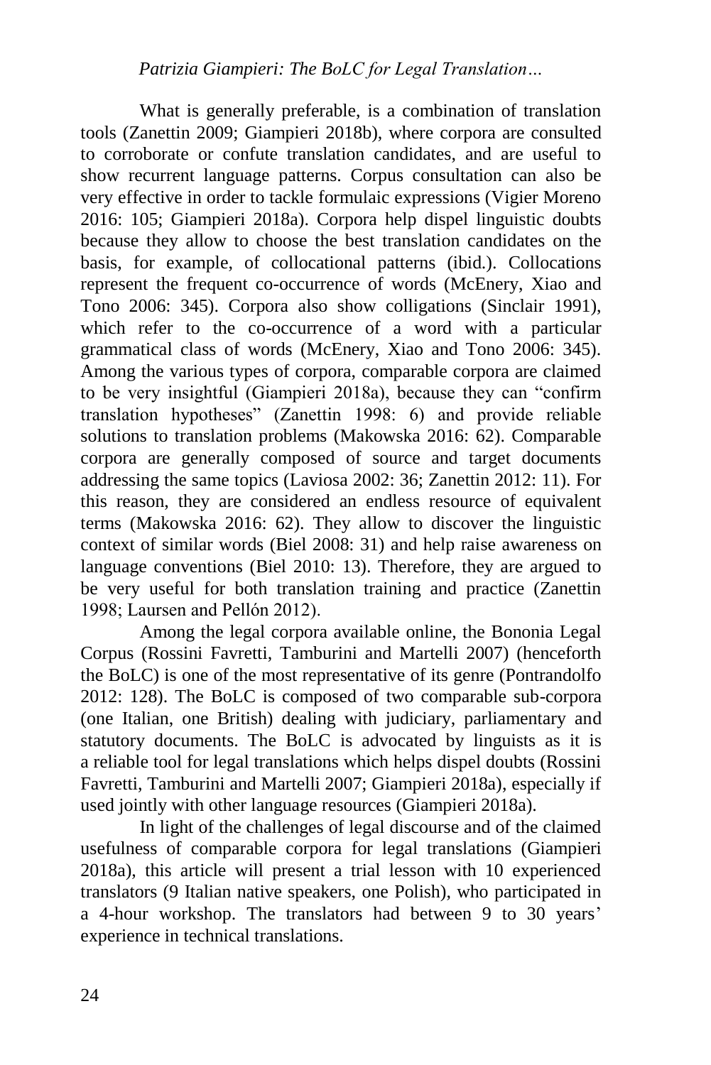What is generally preferable, is a combination of translation tools (Zanettin 2009; Giampieri 2018b), where corpora are consulted to corroborate or confute translation candidates, and are useful to show recurrent language patterns. Corpus consultation can also be very effective in order to tackle formulaic expressions (Vigier Moreno 2016: 105; Giampieri 2018a). Corpora help dispel linguistic doubts because they allow to choose the best translation candidates on the basis, for example, of collocational patterns (ibid.). Collocations represent the frequent co-occurrence of words (McEnery, Xiao and Tono 2006: 345). Corpora also show colligations (Sinclair 1991), which refer to the co-occurrence of a word with a particular grammatical class of words (McEnery, Xiao and Tono 2006: 345). Among the various types of corpora, comparable corpora are claimed to be very insightful (Giampieri 2018a), because they can "confirm translation hypotheses" (Zanettin 1998: 6) and provide reliable solutions to translation problems (Makowska 2016: 62). Comparable corpora are generally composed of source and target documents addressing the same topics (Laviosa 2002: 36; Zanettin 2012: 11). For this reason, they are considered an endless resource of equivalent terms (Makowska 2016: 62). They allow to discover the linguistic context of similar words (Biel 2008: 31) and help raise awareness on language conventions (Biel 2010: 13). Therefore, they are argued to be very useful for both translation training and practice (Zanettin 1998; Laursen and Pellón 2012).

Among the legal corpora available online, the Bononia Legal Corpus (Rossini Favretti, Tamburini and Martelli 2007) (henceforth the BoLC) is one of the most representative of its genre (Pontrandolfo 2012: 128). The BoLC is composed of two comparable sub-corpora (one Italian, one British) dealing with judiciary, parliamentary and statutory documents. The BoLC is advocated by linguists as it is a reliable tool for legal translations which helps dispel doubts (Rossini Favretti, Tamburini and Martelli 2007; Giampieri 2018a), especially if used jointly with other language resources (Giampieri 2018a).

In light of the challenges of legal discourse and of the claimed usefulness of comparable corpora for legal translations (Giampieri 2018a), this article will present a trial lesson with 10 experienced translators (9 Italian native speakers, one Polish), who participated in a 4-hour workshop. The translators had between 9 to 30 years' experience in technical translations.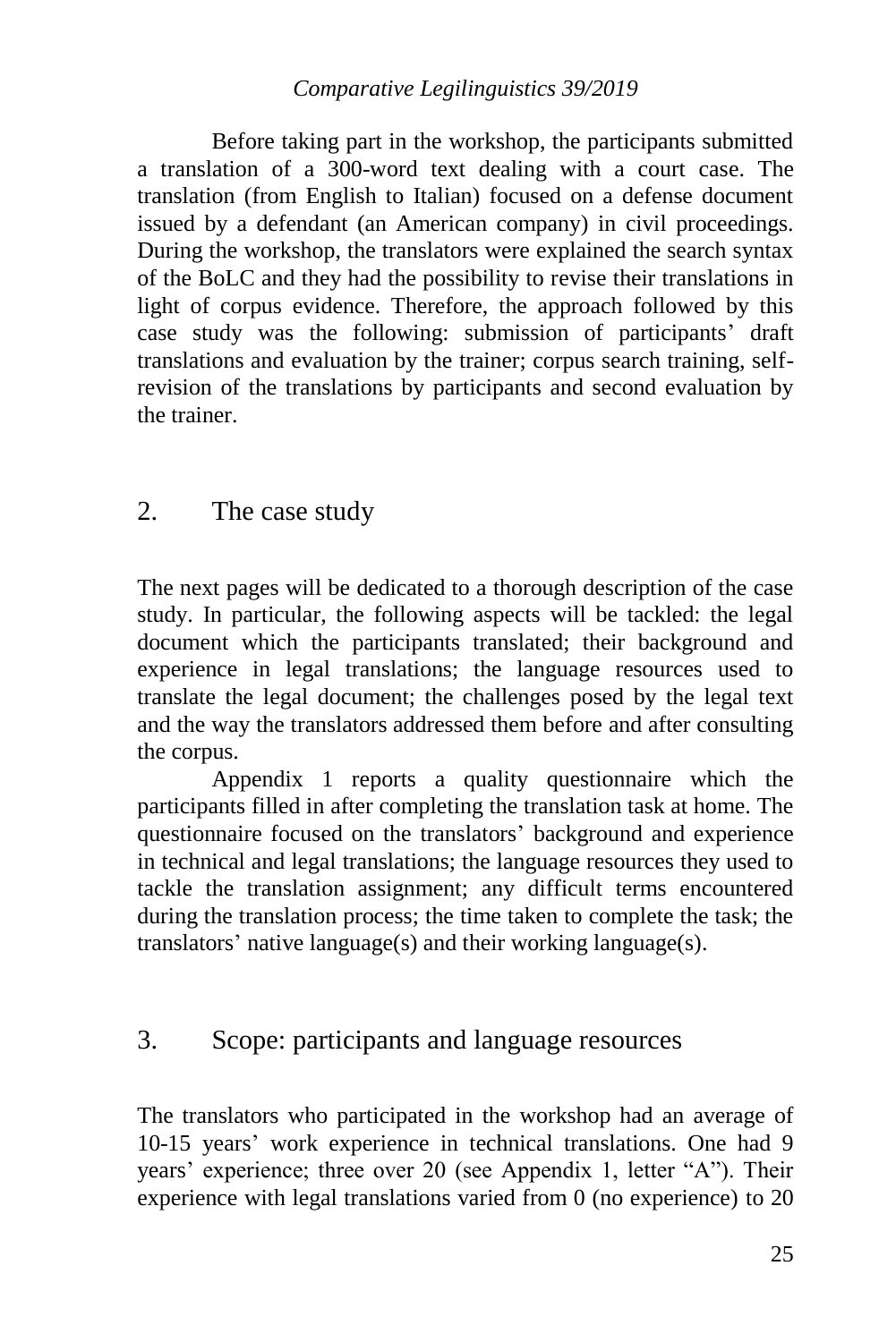Before taking part in the workshop, the participants submitted a translation of a 300-word text dealing with a court case. The translation (from English to Italian) focused on a defense document issued by a defendant (an American company) in civil proceedings. During the workshop, the translators were explained the search syntax of the BoLC and they had the possibility to revise their translations in light of corpus evidence. Therefore, the approach followed by this case study was the following: submission of participants' draft translations and evaluation by the trainer; corpus search training, self-revision of the translations by participants and second evaluation by the trainer.

## 2. The case study

The next pages will be dedicated to a thorough description of the case study. In particular, the following aspects will be tackled: the legal document which the participants translated; their background and experience in legal translations; the language resources used to translate the legal document; the challenges posed by the legal text and the way the translators addressed them before and after consulting the corpus.

Appendix 1 reports a quality questionnaire which the participants filled in after completing the translation task at home. The questionnaire focused on the translators' background and experience in technical and legal translations; the language resources they used to tackle the translation assignment; any difficult terms encountered during the translation process; the time taken to complete the task; the translators' native language(s) and their working language(s).

## 3. Scope: participants and language resources

The translators who participated in the workshop had an average of 10-15 years' work experience in technical translations. One had 9 years' experience; three over 20 (see Appendix 1, letter "A"). Their experience with legal translations varied from 0 (no experience) to 20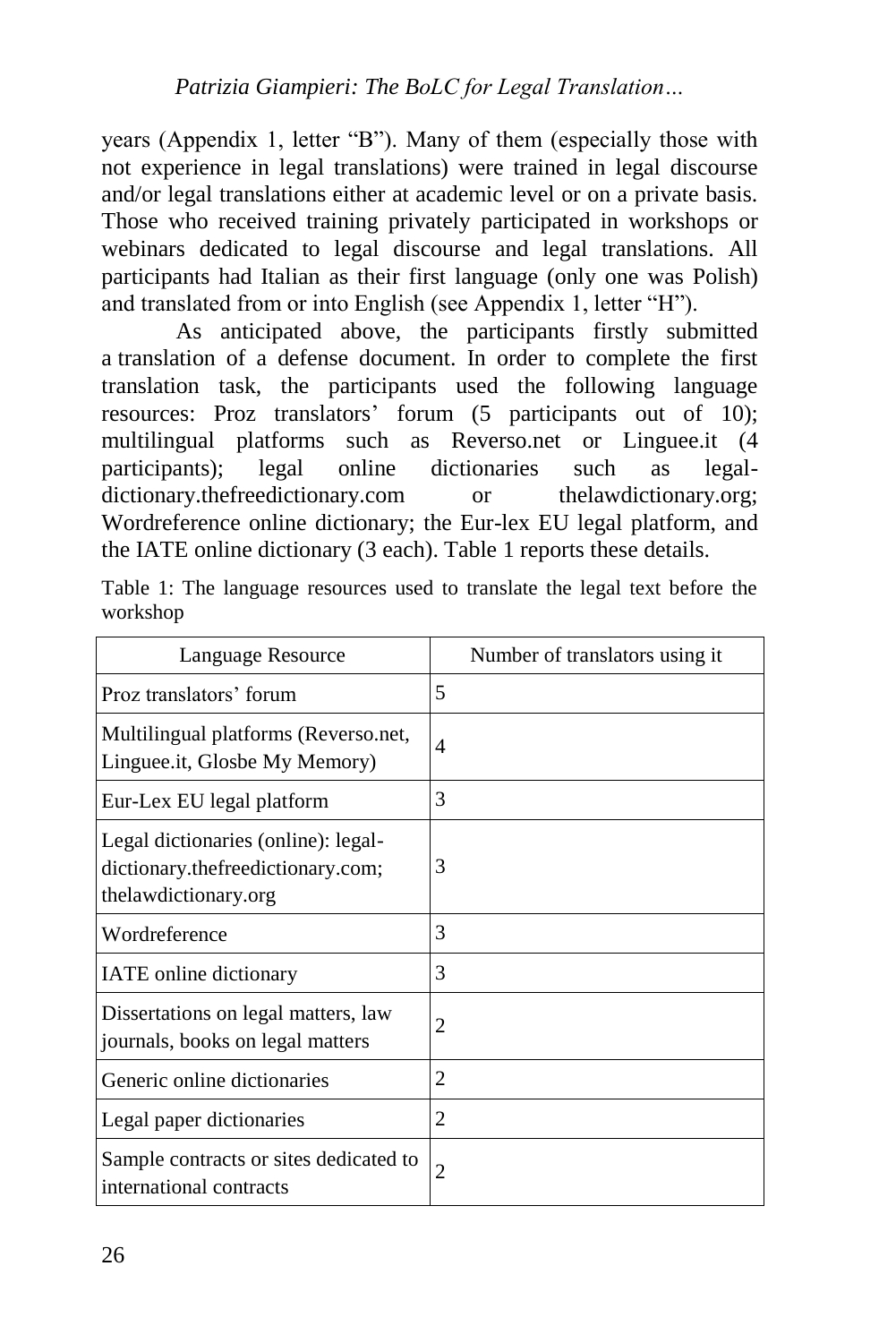years (Appendix 1, letter "B"). Many of them (especially those with not experience in legal translations) were trained in legal discourse and/or legal translations either at academic level or on a private basis. Those who received training privately participated in workshops or webinars dedicated to legal discourse and legal translations. All participants had Italian as their first language (only one was Polish) and translated from or into English (see Appendix 1, letter "H").

As anticipated above, the participants firstly submitted a translation of a defense document. In order to complete the first translation task, the participants used the following language resources: Proz translators' forum (5 participants out of 10); multilingual platforms such as Reverso.net or Linguee.it (4 participants); legal online dictionaries such as legal-dictionary.thefreedictionary.com or thelawdictionary.org; Wordreference online dictionary; the Eur-lex EU legal platform, and the IATE online dictionary (3 each). Table 1 reports these details.

Table 1: The language resources used to translate the legal text before the workshop

| Language Resource | Number of translators using it |
|---|---|
| Proz translators' forum | 5 |
| Multilingual platforms (Reverso.net, Linguee.it, Glosbe My Memory) | 4 |
| Eur-Lex EU legal platform | 3 |
| Legal dictionaries (online): legal-dictionary.thefreedictionary.com; thelawdictionary.org | 3 |
| Wordreference | 3 |
| IATE online dictionary | 3 |
| Dissertations on legal matters, law journals, books on legal matters | 2 |
| Generic online dictionaries | 2 |
| Legal paper dictionaries | 2 |
| Sample contracts or sites dedicated to international contracts | 2 |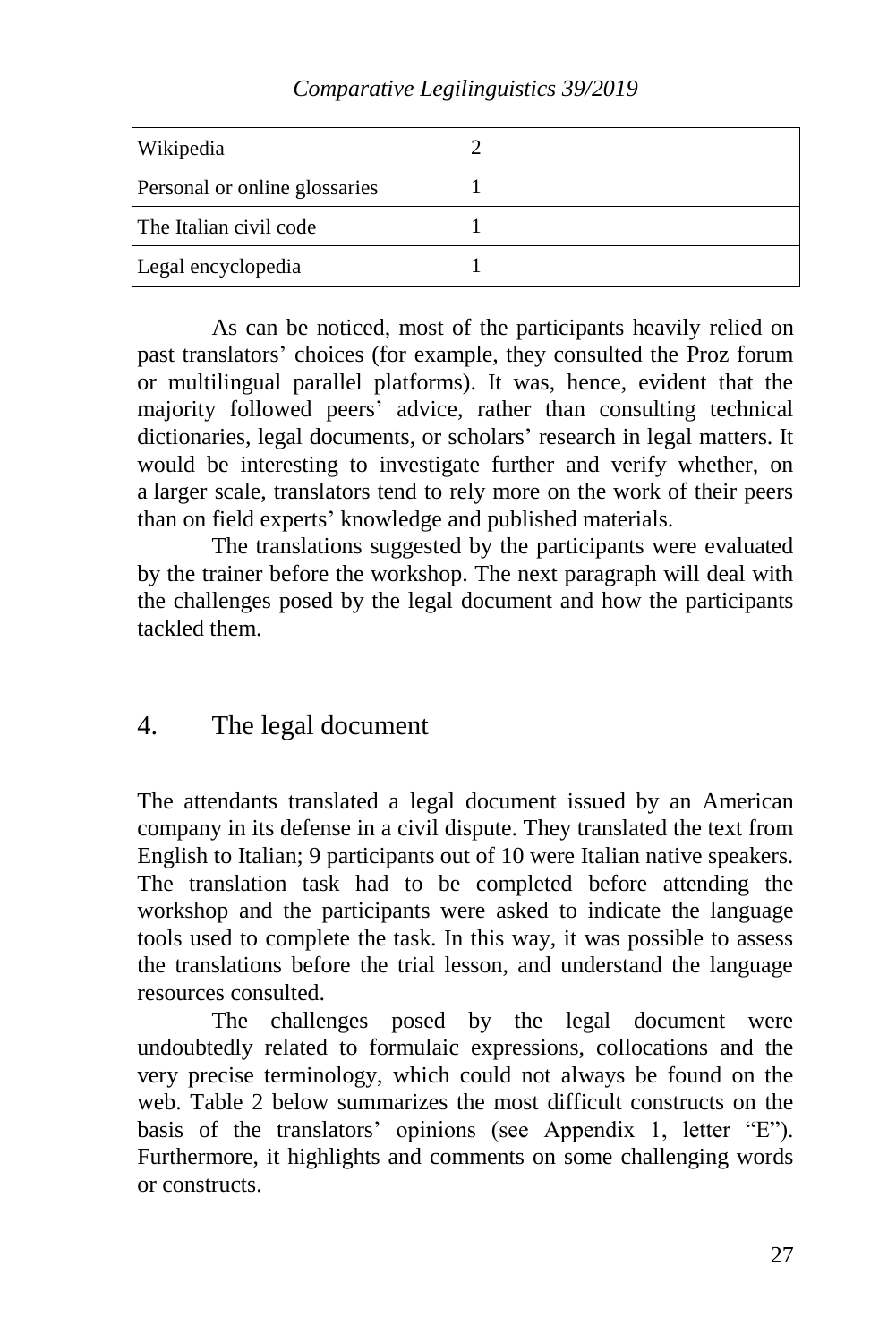| Wikipedia | 2 |
| --- | --- |
| Personal or online glossaries | 1 |
| The Italian civil code | 1 |
| Legal encyclopedia | 1 |

As can be noticed, most of the participants heavily relied on past translators' choices (for example, they consulted the Proz forum or multilingual parallel platforms). It was, hence, evident that the majority followed peers' advice, rather than consulting technical dictionaries, legal documents, or scholars' research in legal matters. It would be interesting to investigate further and verify whether, on a larger scale, translators tend to rely more on the work of their peers than on field experts' knowledge and published materials.

The translations suggested by the participants were evaluated by the trainer before the workshop. The next paragraph will deal with the challenges posed by the legal document and how the participants tackled them.

## 4. The legal document

The attendants translated a legal document issued by an American company in its defense in a civil dispute. They translated the text from English to Italian; 9 participants out of 10 were Italian native speakers. The translation task had to be completed before attending the workshop and the participants were asked to indicate the language tools used to complete the task. In this way, it was possible to assess the translations before the trial lesson, and understand the language resources consulted.

The challenges posed by the legal document were undoubtedly related to formulaic expressions, collocations and the very precise terminology, which could not always be found on the web. Table 2 below summarizes the most difficult constructs on the basis of the translators' opinions (see Appendix 1, letter "E"). Furthermore, it highlights and comments on some challenging words or constructs.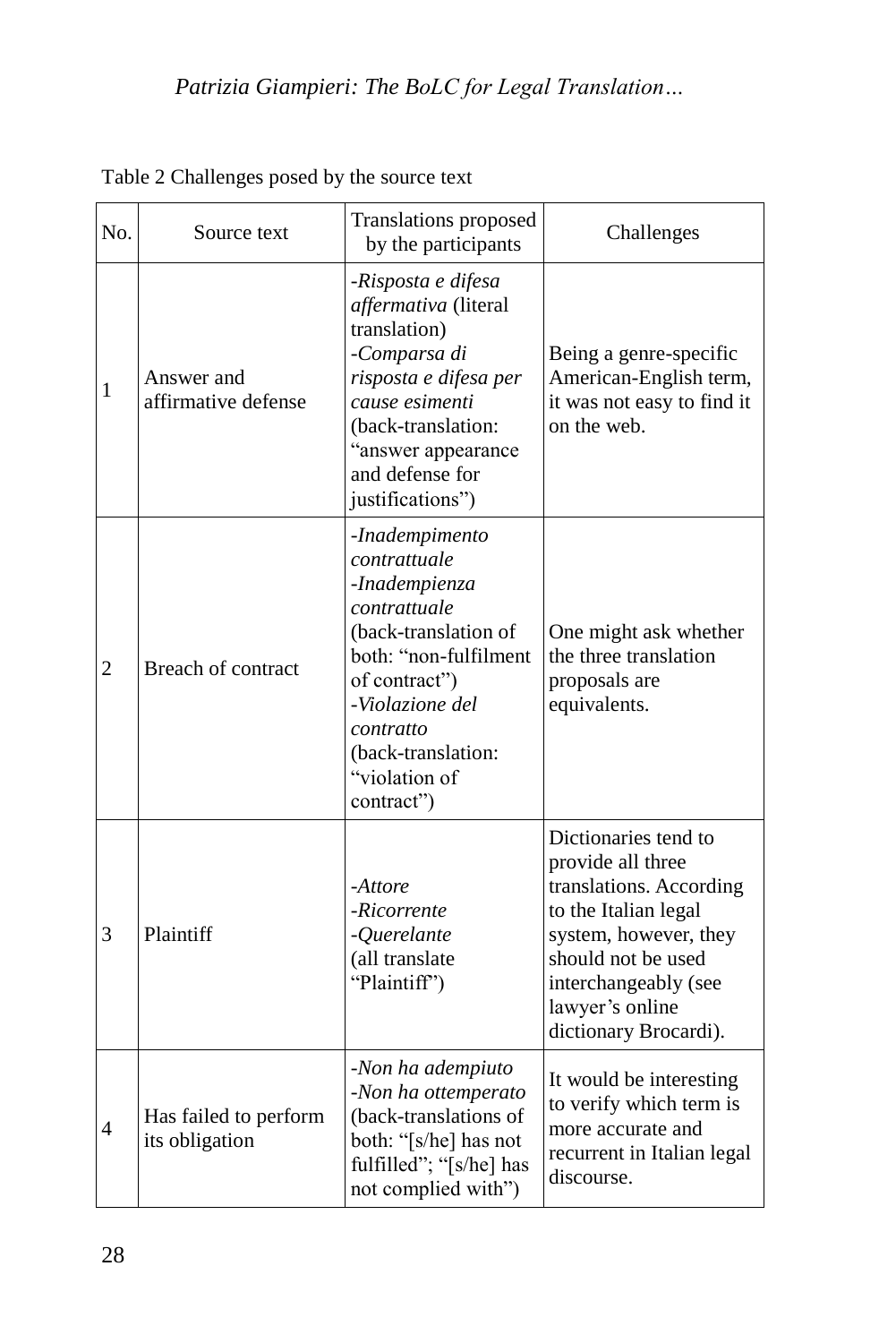Table 2 Challenges posed by the source text

| No. | Source text | Translations proposed by the participants | Challenges |
|---|---|---|---|
| 1 | Answer and affirmative defense | -*Risposta e difesa affermativa* (literal translation)<br>-*Comparsa di risposta e difesa per cause esimenti* (back-translation: "answer appearance and defense for justifications") | Being a genre-specific American-English term, it was not easy to find it on the web. |
| 2 | Breach of contract | -*Inadempimento contrattuale*<br>-*Inadempienza contrattuale* (back-translation of both: "non-fulfilment of contract")<br>-*Violazione del contratto* (back-translation: "violation of contract") | One might ask whether the three translation proposals are equivalents. |
| 3 | Plaintiff | -*Attore*<br>-*Ricorrente*<br>-*Querelante* (all translate "Plaintiff") | Dictionaries tend to provide all three translations. According to the Italian legal system, however, they should not be used interchangeably (see lawyer's online dictionary Brocardi). |
| 4 | Has failed to perform its obligation | -*Non ha adempiuto*<br>-*Non ha ottemperato* (back-translations of both: "[s/he] has not fulfilled"; "[s/he] has not complied with") | It would be interesting to verify which term is more accurate and recurrent in Italian legal discourse. |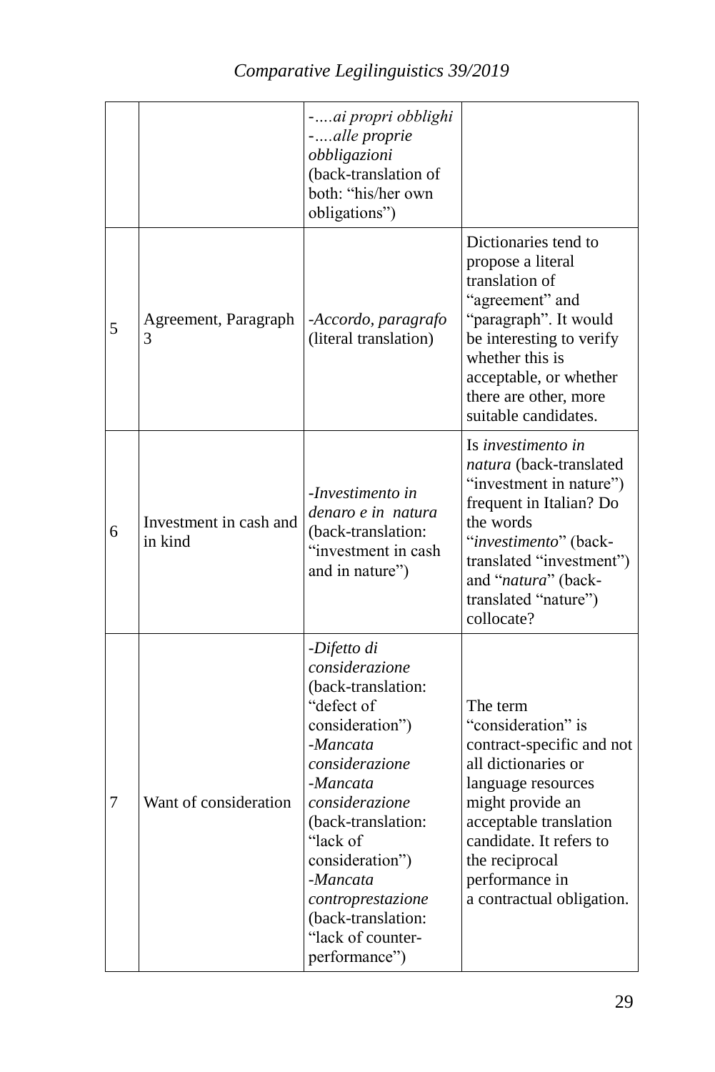| | | -*….ai propri obblighi* -*….alle proprie obbligazioni* (back-translation of both: "his/her own obligations") | |
|---|---|---|---|
| 5 | Agreement, Paragraph 3 | -*Accordo, paragrafo* (literal translation) | Dictionaries tend to propose a literal translation of "agreement" and "paragraph". It would be interesting to verify whether this is acceptable, or whether there are other, more suitable candidates. |
| 6 | Investment in cash and in kind | -*Investimento in denaro e in natura* (back-translation: "investment in cash and in nature") | Is *investimento in natura* (back-translated "investment in nature") frequent in Italian? Do the words "*investimento*" (back-translated "investment") and "*natura*" (back-translated "nature") collocate? |
| 7 | Want of consideration | -*Difetto di considerazione* (back-translation: "defect of consideration") -*Mancata considerazione* -*Mancata considerazione* (back-translation: "lack of consideration") -*Mancata controprestazione* (back-translation: "lack of counter-performance") | The term "consideration" is contract-specific and not all dictionaries or language resources might provide an acceptable translation candidate. It refers to the reciprocal performance in a contractual obligation. |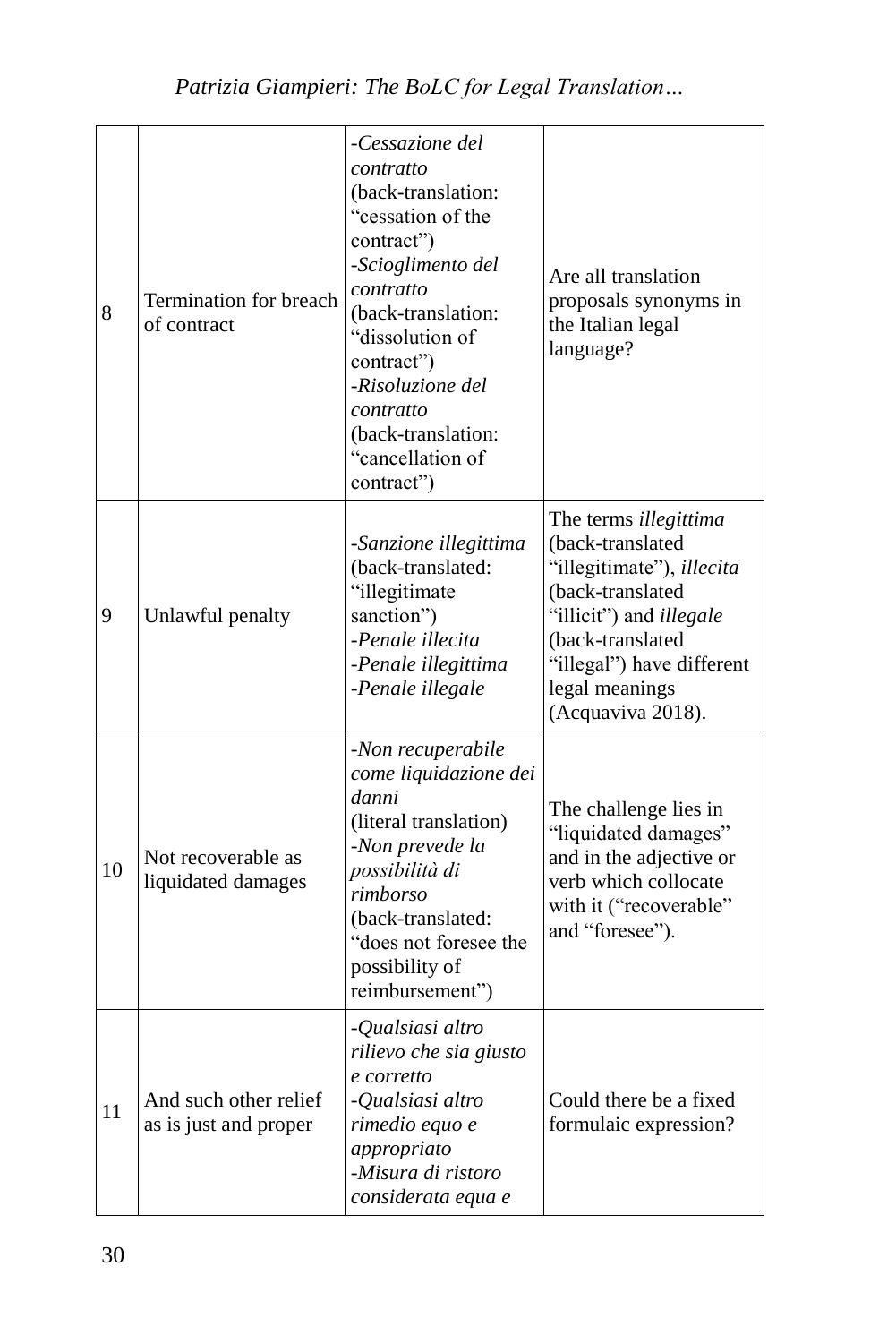| 8 | Termination for breach of contract | -*Cessazione del contratto* (back-translation: "cessation of the contract") -*Scioglimento del contratto* (back-translation: "dissolution of contract") -*Risoluzione del contratto* (back-translation: "cancellation of contract") | Are all translation proposals synonyms in the Italian legal language? |
|---|---|---|---|
| 9 | Unlawful penalty | -*Sanzione illegittima* (back-translated: "illegitimate sanction") -*Penale illecita* -*Penale illegittima* -*Penale illegale* | The terms *illegittima* (back-translated "illegitimate"), *illecita* (back-translated "illicit") and *illegale* (back-translated "illegal") have different legal meanings (Acquaviva 2018). |
| 10 | Not recoverable as liquidated damages | -*Non recuperabile come liquidazione dei danni* (literal translation) -*Non prevede la possibilità di rimborso* (back-translated: "does not foresee the possibility of reimbursement") | The challenge lies in "liquidated damages" and in the adjective or verb which collocate with it ("recoverable" and "foresee"). |
| 11 | And such other relief as is just and proper | -*Qualsiasi altro rilievo che sia giusto e corretto* -*Qualsiasi altro rimedio equo e appropriato* -*Misura di ristoro considerata equa e* | Could there be a fixed formulaic expression? |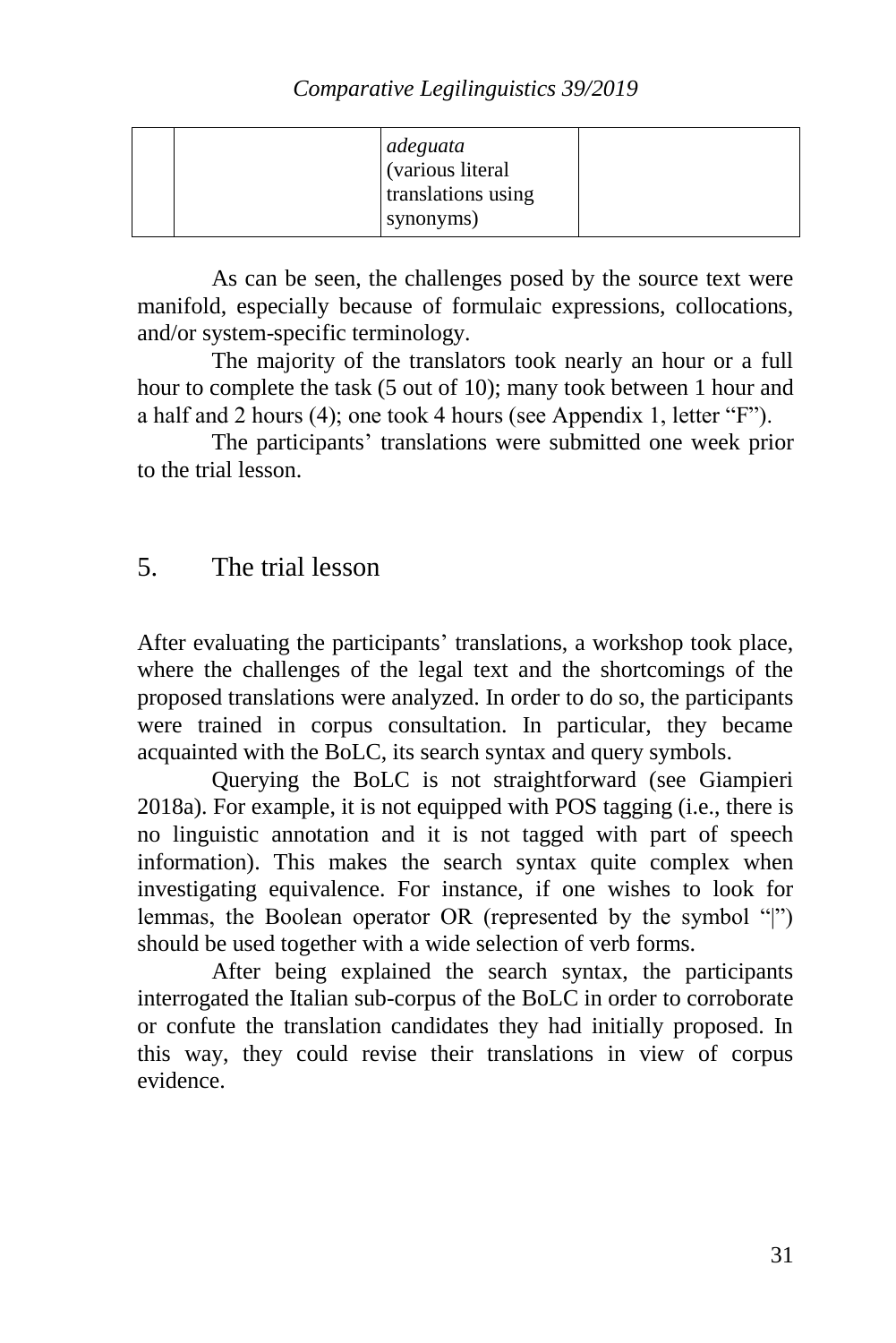| | | *adeguata* (various literal translations using synonyms) | |
|---|---|---|---|

As can be seen, the challenges posed by the source text were manifold, especially because of formulaic expressions, collocations, and/or system-specific terminology.

The majority of the translators took nearly an hour or a full hour to complete the task (5 out of 10); many took between 1 hour and a half and 2 hours (4); one took 4 hours (see Appendix 1, letter "F").

The participants' translations were submitted one week prior to the trial lesson.

## 5. The trial lesson

After evaluating the participants' translations, a workshop took place, where the challenges of the legal text and the shortcomings of the proposed translations were analyzed. In order to do so, the participants were trained in corpus consultation. In particular, they became acquainted with the BoLC, its search syntax and query symbols.

Querying the BoLC is not straightforward (see Giampieri 2018a). For example, it is not equipped with POS tagging (i.e., there is no linguistic annotation and it is not tagged with part of speech information). This makes the search syntax quite complex when investigating equivalence. For instance, if one wishes to look for lemmas, the Boolean operator OR (represented by the symbol "|") should be used together with a wide selection of verb forms.

After being explained the search syntax, the participants interrogated the Italian sub-corpus of the BoLC in order to corroborate or confute the translation candidates they had initially proposed. In this way, they could revise their translations in view of corpus evidence.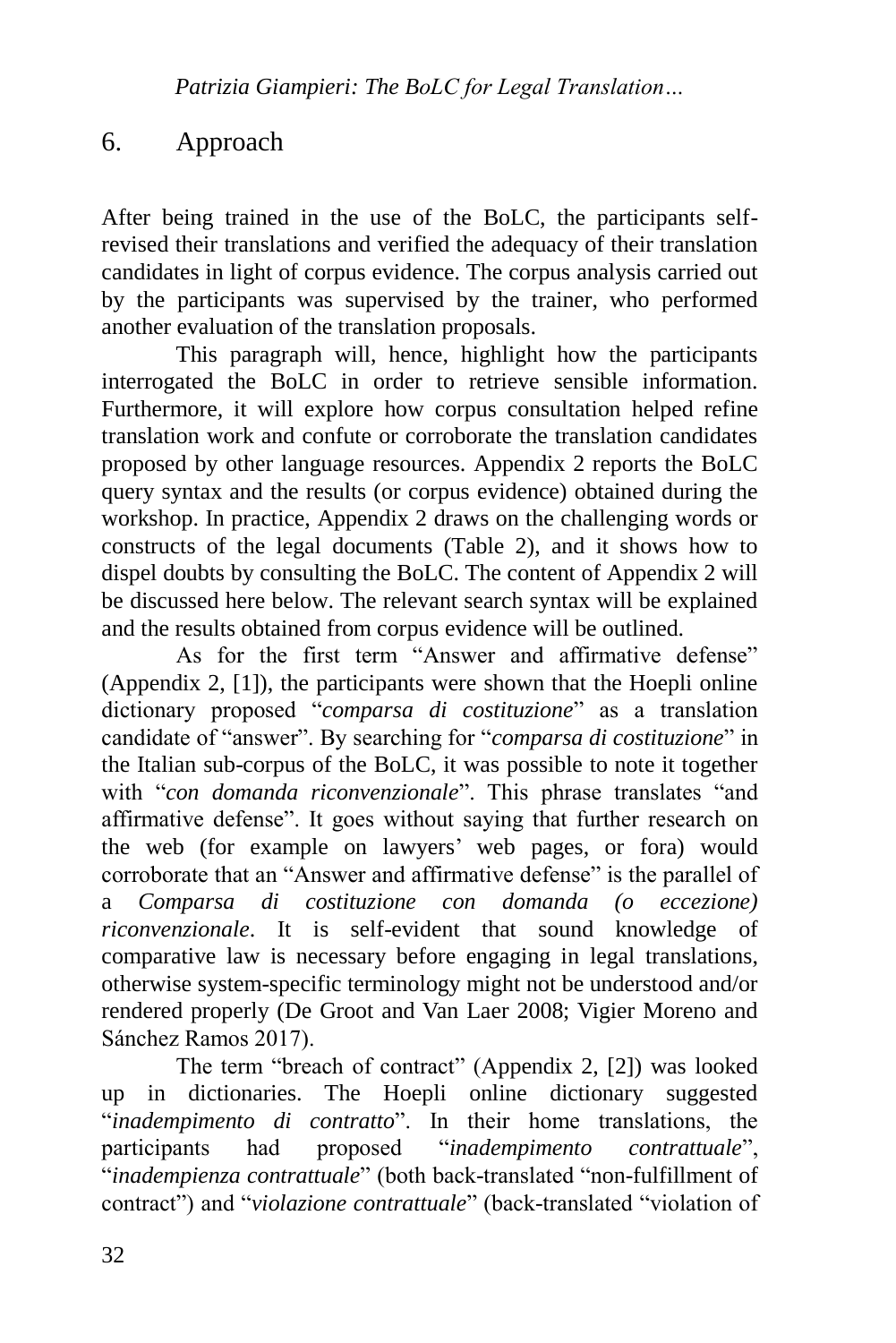## 6. Approach

After being trained in the use of the BoLC, the participants self-revised their translations and verified the adequacy of their translation candidates in light of corpus evidence. The corpus analysis carried out by the participants was supervised by the trainer, who performed another evaluation of the translation proposals.

This paragraph will, hence, highlight how the participants interrogated the BoLC in order to retrieve sensible information. Furthermore, it will explore how corpus consultation helped refine translation work and confute or corroborate the translation candidates proposed by other language resources. Appendix 2 reports the BoLC query syntax and the results (or corpus evidence) obtained during the workshop. In practice, Appendix 2 draws on the challenging words or constructs of the legal documents (Table 2), and it shows how to dispel doubts by consulting the BoLC. The content of Appendix 2 will be discussed here below. The relevant search syntax will be explained and the results obtained from corpus evidence will be outlined.

As for the first term "Answer and affirmative defense" (Appendix 2, [1]), the participants were shown that the Hoepli online dictionary proposed "*comparsa di costituzione*" as a translation candidate of "answer". By searching for "*comparsa di costituzione*" in the Italian sub-corpus of the BoLC, it was possible to note it together with "*con domanda riconvenzionale*". This phrase translates "and affirmative defense". It goes without saying that further research on the web (for example on lawyers' web pages, or fora) would corroborate that an "Answer and affirmative defense" is the parallel of a *Comparsa di costituzione con domanda (o eccezione) riconvenzionale*. It is self-evident that sound knowledge of comparative law is necessary before engaging in legal translations, otherwise system-specific terminology might not be understood and/or rendered properly (De Groot and Van Laer 2008; Vigier Moreno and Sánchez Ramos 2017).

The term "breach of contract" (Appendix 2, [2]) was looked up in dictionaries. The Hoepli online dictionary suggested "*inadempimento di contratto*". In their home translations, the participants had proposed "*inadempimento contrattuale*", "*inadempienza contrattuale*" (both back-translated "non-fulfillment of contract") and "*violazione contrattuale*" (back-translated "violation of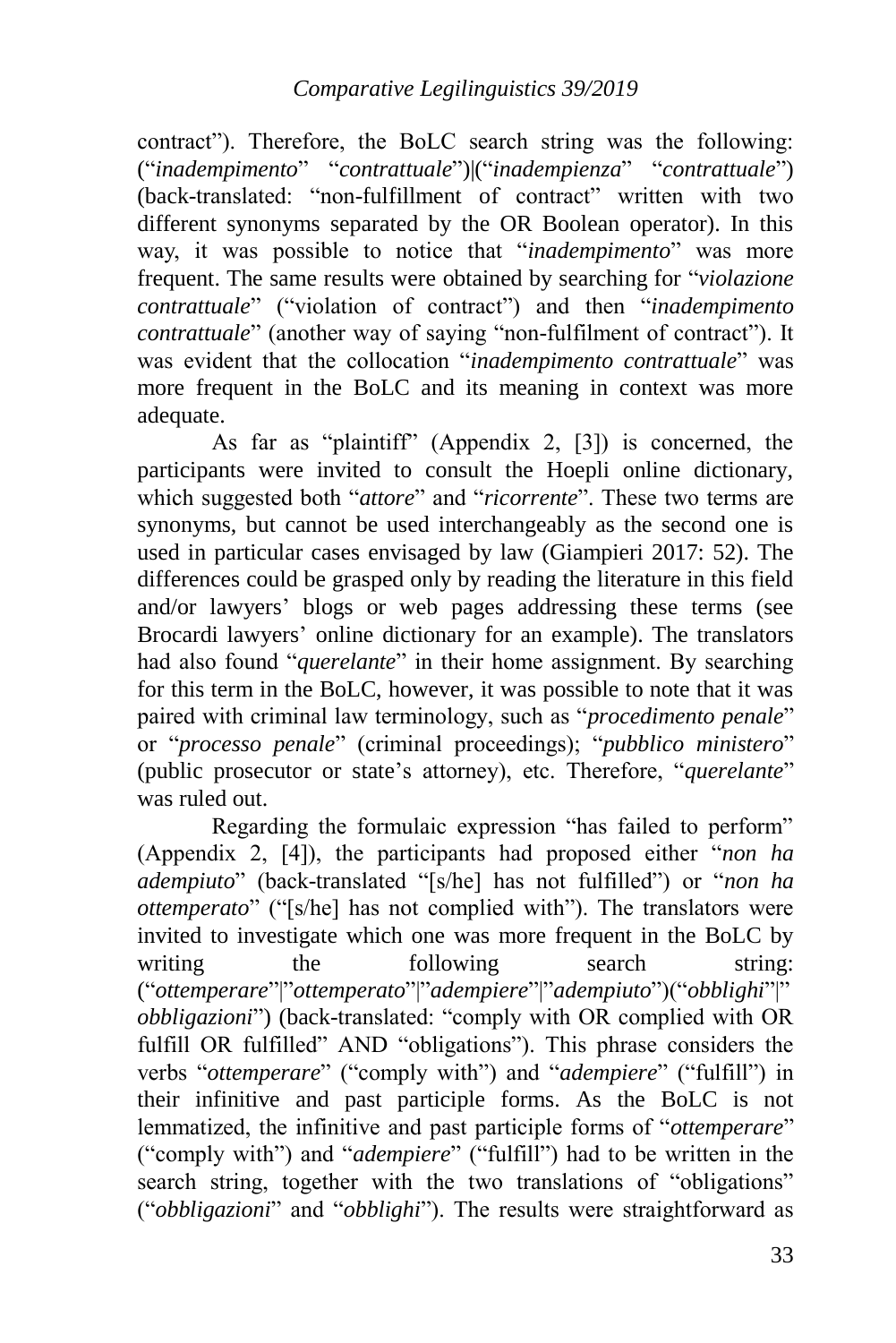contract"). Therefore, the BoLC search string was the following: ("*inadempimento*" "*contrattuale*")|("*inadempienza*" "*contrattuale*") (back-translated: "non-fulfillment of contract" written with two different synonyms separated by the OR Boolean operator). In this way, it was possible to notice that "*inadempimento*" was more frequent. The same results were obtained by searching for "*violazione contrattuale*" ("violation of contract") and then "*inadempimento contrattuale*" (another way of saying "non-fulfilment of contract"). It was evident that the collocation "*inadempimento contrattuale*" was more frequent in the BoLC and its meaning in context was more adequate.

As far as "plaintiff" (Appendix 2, [3]) is concerned, the participants were invited to consult the Hoepli online dictionary, which suggested both "*attore*" and "*ricorrente*". These two terms are synonyms, but cannot be used interchangeably as the second one is used in particular cases envisaged by law (Giampieri 2017: 52). The differences could be grasped only by reading the literature in this field and/or lawyers' blogs or web pages addressing these terms (see Brocardi lawyers' online dictionary for an example). The translators had also found "*querelante*" in their home assignment. By searching for this term in the BoLC, however, it was possible to note that it was paired with criminal law terminology, such as "*procedimento penale*" or "*processo penale*" (criminal proceedings); "*pubblico ministero*" (public prosecutor or state's attorney), etc. Therefore, "*querelante*" was ruled out.

Regarding the formulaic expression "has failed to perform" (Appendix 2, [4]), the participants had proposed either "*non ha adempiuto*" (back-translated "[s/he] has not fulfilled") or "*non ha ottemperato*" ("[s/he] has not complied with"). The translators were invited to investigate which one was more frequent in the BoLC by writing the following search string: ("*ottemperare*"|"*ottemperato*"|"*adempiere*"|"*adempiuto*")("*obblighi*"|" *obbligazioni*") (back-translated: "comply with OR complied with OR fulfill OR fulfilled" AND "obligations"). This phrase considers the verbs "*ottemperare*" ("comply with") and "*adempiere*" ("fulfill") in their infinitive and past participle forms. As the BoLC is not lemmatized, the infinitive and past participle forms of "*ottemperare*" ("comply with") and "*adempiere*" ("fulfill") had to be written in the search string, together with the two translations of "obligations" ("*obbligazioni*" and "*obblighi*"). The results were straightforward as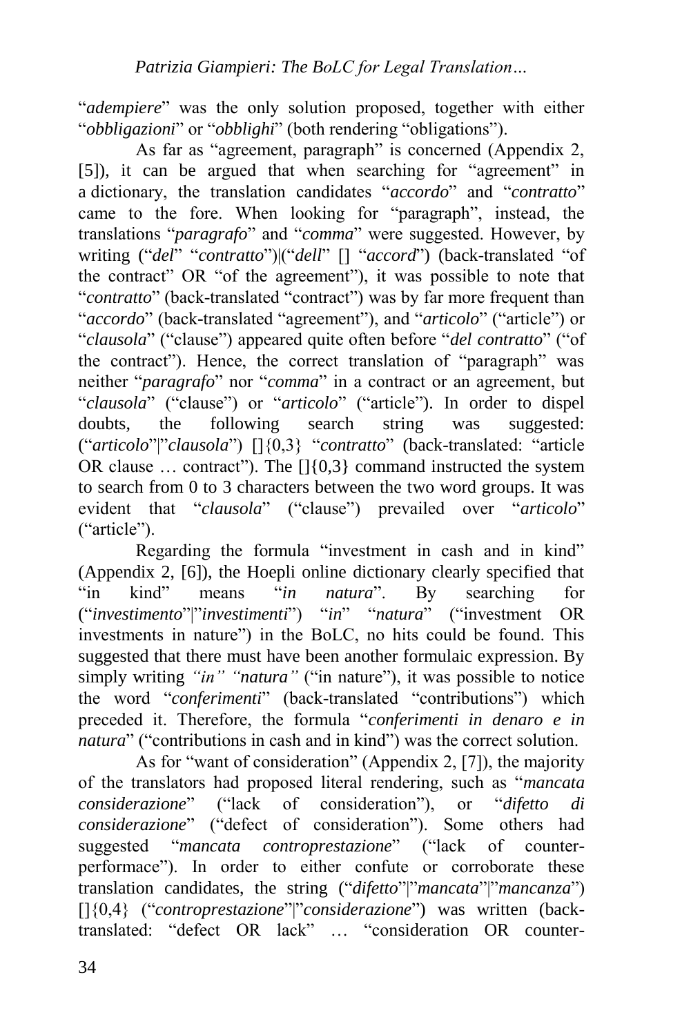"*adempiere*" was the only solution proposed, together with either "*obbligazioni*" or "*obblighi*" (both rendering "obligations").

As far as "agreement, paragraph" is concerned (Appendix 2, [5]), it can be argued that when searching for "agreement" in a dictionary, the translation candidates "*accordo*" and "*contratto*" came to the fore. When looking for "paragraph", instead, the translations "*paragrafo*" and "*comma*" were suggested. However, by writing ("*del*" "*contratto*")|("*dell*" [] "*accord*") (back-translated "of the contract" OR "of the agreement"), it was possible to note that "*contratto*" (back-translated "contract") was by far more frequent than "*accordo*" (back-translated "agreement"), and "*articolo*" ("article") or "*clausola*" ("clause") appeared quite often before "*del contratto*" ("of the contract"). Hence, the correct translation of "paragraph" was neither "*paragrafo*" nor "*comma*" in a contract or an agreement, but "*clausola*" ("clause") or "*articolo*" ("article"). In order to dispel doubts, the following search string was suggested: ("*articolo*"|"*clausola*") []{0,3} "*contratto*" (back-translated: "article OR clause … contract"). The []{0,3} command instructed the system to search from 0 to 3 characters between the two word groups. It was evident that "*clausola*" ("clause") prevailed over "*articolo*" ("article").

Regarding the formula "investment in cash and in kind" (Appendix 2, [6]), the Hoepli online dictionary clearly specified that "in kind" means "*in natura*". By searching for ("*investimento*"|"*investimenti*") "*in*" "*natura*" ("investment OR investments in nature") in the BoLC, no hits could be found. This suggested that there must have been another formulaic expression. By simply writing *"in" "natura"* ("in nature"), it was possible to notice the word "*conferimenti*" (back-translated "contributions") which preceded it. Therefore, the formula "*conferimenti in denaro e in natura*" ("contributions in cash and in kind") was the correct solution.

As for "want of consideration" (Appendix 2, [7]), the majority of the translators had proposed literal rendering, such as "*mancata considerazione*" ("lack of consideration"), or "*difetto di considerazione*" ("defect of consideration"). Some others had suggested "*mancata controprestazione*" ("lack of counter-performace"). In order to either confute or corroborate these translation candidates, the string ("*difetto*"|"*mancata*"|"*mancanza*") []{0,4} ("*controprestazione*"|"*considerazione*") was written (back-translated: "defect OR lack" … "consideration OR counter-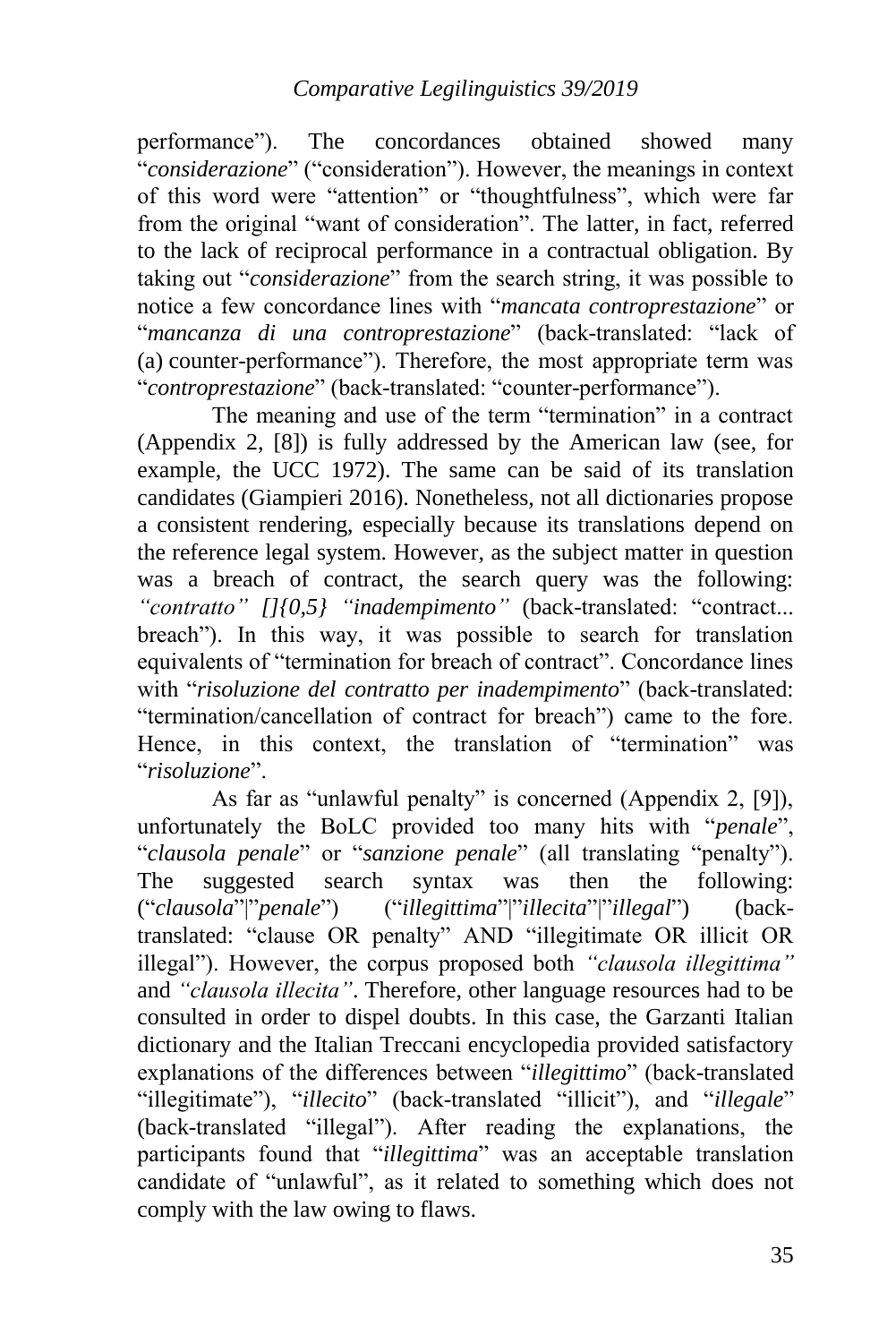performance"). The concordances obtained showed many "*considerazione*" ("consideration"). However, the meanings in context of this word were "attention" or "thoughtfulness", which were far from the original "want of consideration". The latter, in fact, referred to the lack of reciprocal performance in a contractual obligation. By taking out "*considerazione*" from the search string, it was possible to notice a few concordance lines with "*mancata controprestazione*" or "*mancanza di una controprestazione*" (back-translated: "lack of (a) counter-performance"). Therefore, the most appropriate term was "*controprestazione*" (back-translated: "counter-performance").

The meaning and use of the term "termination" in a contract (Appendix 2, [8]) is fully addressed by the American law (see, for example, the UCC 1972). The same can be said of its translation candidates (Giampieri 2016). Nonetheless, not all dictionaries propose a consistent rendering, especially because its translations depend on the reference legal system. However, as the subject matter in question was a breach of contract, the search query was the following: *"contratto" []{0,5} "inadempimento"* (back-translated: "contract... breach"). In this way, it was possible to search for translation equivalents of "termination for breach of contract". Concordance lines with "*risoluzione del contratto per inadempimento*" (back-translated: "termination/cancellation of contract for breach") came to the fore. Hence, in this context, the translation of "termination" was "*risoluzione*".

As far as "unlawful penalty" is concerned (Appendix 2, [9]), unfortunately the BoLC provided too many hits with "*penale*", "*clausola penale*" or "*sanzione penale*" (all translating "penalty"). The suggested search syntax was then the following: ("*clausola*"|"*penale*") ("*illegittima*"|"*illecita*"|"*illegal*") (back-translated: "clause OR penalty" AND "illegitimate OR illicit OR illegal"). However, the corpus proposed both *"clausola illegittima"* and *"clausola illecita"*. Therefore, other language resources had to be consulted in order to dispel doubts. In this case, the Garzanti Italian dictionary and the Italian Treccani encyclopedia provided satisfactory explanations of the differences between "*illegittimo*" (back-translated "illegitimate"), "*illecito*" (back-translated "illicit"), and "*illegale*" (back-translated "illegal"). After reading the explanations, the participants found that "*illegittima*" was an acceptable translation candidate of "unlawful", as it related to something which does not comply with the law owing to flaws.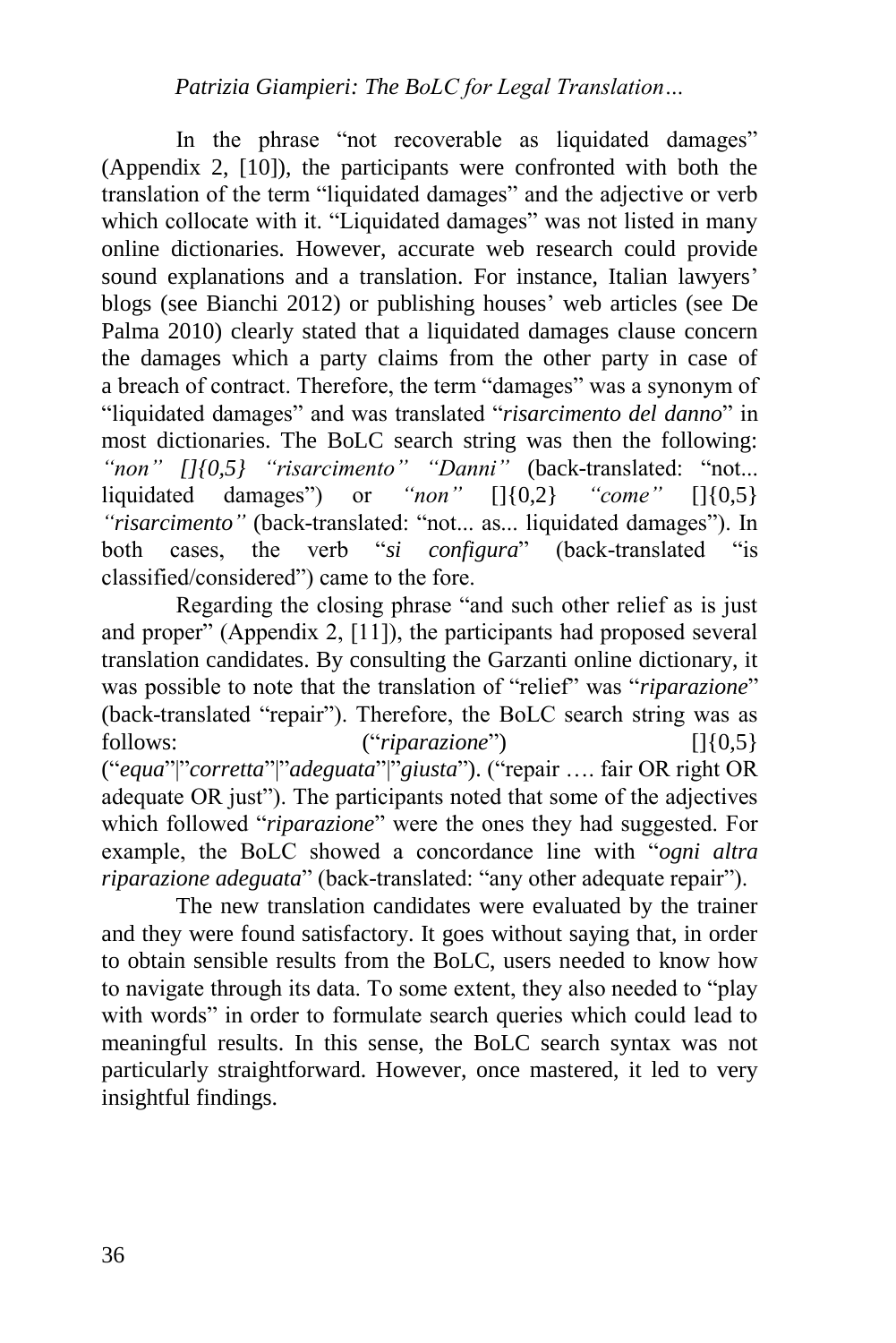In the phrase "not recoverable as liquidated damages" (Appendix 2, [10]), the participants were confronted with both the translation of the term "liquidated damages" and the adjective or verb which collocate with it. "Liquidated damages" was not listed in many online dictionaries. However, accurate web research could provide sound explanations and a translation. For instance, Italian lawyers' blogs (see Bianchi 2012) or publishing houses' web articles (see De Palma 2010) clearly stated that a liquidated damages clause concern the damages which a party claims from the other party in case of a breach of contract. Therefore, the term "damages" was a synonym of "liquidated damages" and was translated "*risarcimento del danno*" in most dictionaries. The BoLC search string was then the following: *"non" []{0,5} "risarcimento" "Danni"* (back-translated: "not... liquidated damages") or *"non"* []{0,2} *"come"* []{0,5} *"risarcimento"* (back-translated: "not... as... liquidated damages"). In both cases, the verb "*si configura*" (back-translated "is classified/considered") came to the fore.

Regarding the closing phrase "and such other relief as is just and proper" (Appendix 2, [11]), the participants had proposed several translation candidates. By consulting the Garzanti online dictionary, it was possible to note that the translation of "relief" was "*riparazione*" (back-translated "repair"). Therefore, the BoLC search string was as follows: ("*riparazione*") []{0,5} ("*equa*"|"*corretta*"|"*adeguata*"|"*giusta*"). ("repair …. fair OR right OR adequate OR just"). The participants noted that some of the adjectives which followed "*riparazione*" were the ones they had suggested. For example, the BoLC showed a concordance line with "*ogni altra riparazione adeguata*" (back-translated: "any other adequate repair").

The new translation candidates were evaluated by the trainer and they were found satisfactory. It goes without saying that, in order to obtain sensible results from the BoLC, users needed to know how to navigate through its data. To some extent, they also needed to "play with words" in order to formulate search queries which could lead to meaningful results. In this sense, the BoLC search syntax was not particularly straightforward. However, once mastered, it led to very insightful findings.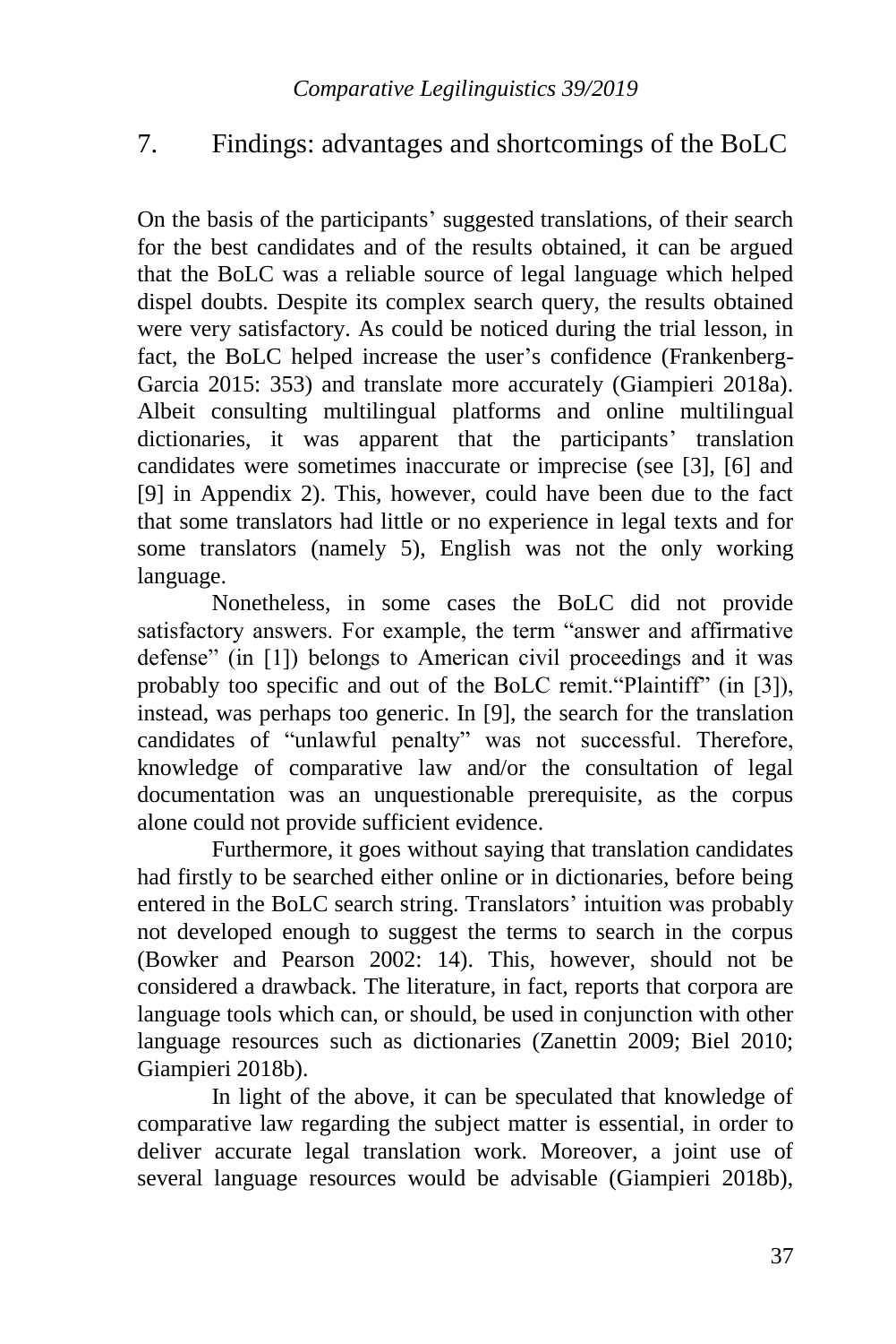## 7. Findings: advantages and shortcomings of the BoLC

On the basis of the participants' suggested translations, of their search for the best candidates and of the results obtained, it can be argued that the BoLC was a reliable source of legal language which helped dispel doubts. Despite its complex search query, the results obtained were very satisfactory. As could be noticed during the trial lesson, in fact, the BoLC helped increase the user's confidence (Frankenberg-Garcia 2015: 353) and translate more accurately (Giampieri 2018a). Albeit consulting multilingual platforms and online multilingual dictionaries, it was apparent that the participants' translation candidates were sometimes inaccurate or imprecise (see [3], [6] and [9] in Appendix 2). This, however, could have been due to the fact that some translators had little or no experience in legal texts and for some translators (namely 5), English was not the only working language.

Nonetheless, in some cases the BoLC did not provide satisfactory answers. For example, the term "answer and affirmative defense" (in [1]) belongs to American civil proceedings and it was probably too specific and out of the BoLC remit."Plaintiff" (in [3]), instead, was perhaps too generic. In [9], the search for the translation candidates of "unlawful penalty" was not successful. Therefore, knowledge of comparative law and/or the consultation of legal documentation was an unquestionable prerequisite, as the corpus alone could not provide sufficient evidence.

Furthermore, it goes without saying that translation candidates had firstly to be searched either online or in dictionaries, before being entered in the BoLC search string. Translators' intuition was probably not developed enough to suggest the terms to search in the corpus (Bowker and Pearson 2002: 14). This, however, should not be considered a drawback. The literature, in fact, reports that corpora are language tools which can, or should, be used in conjunction with other language resources such as dictionaries (Zanettin 2009; Biel 2010; Giampieri 2018b).

In light of the above, it can be speculated that knowledge of comparative law regarding the subject matter is essential, in order to deliver accurate legal translation work. Moreover, a joint use of several language resources would be advisable (Giampieri 2018b),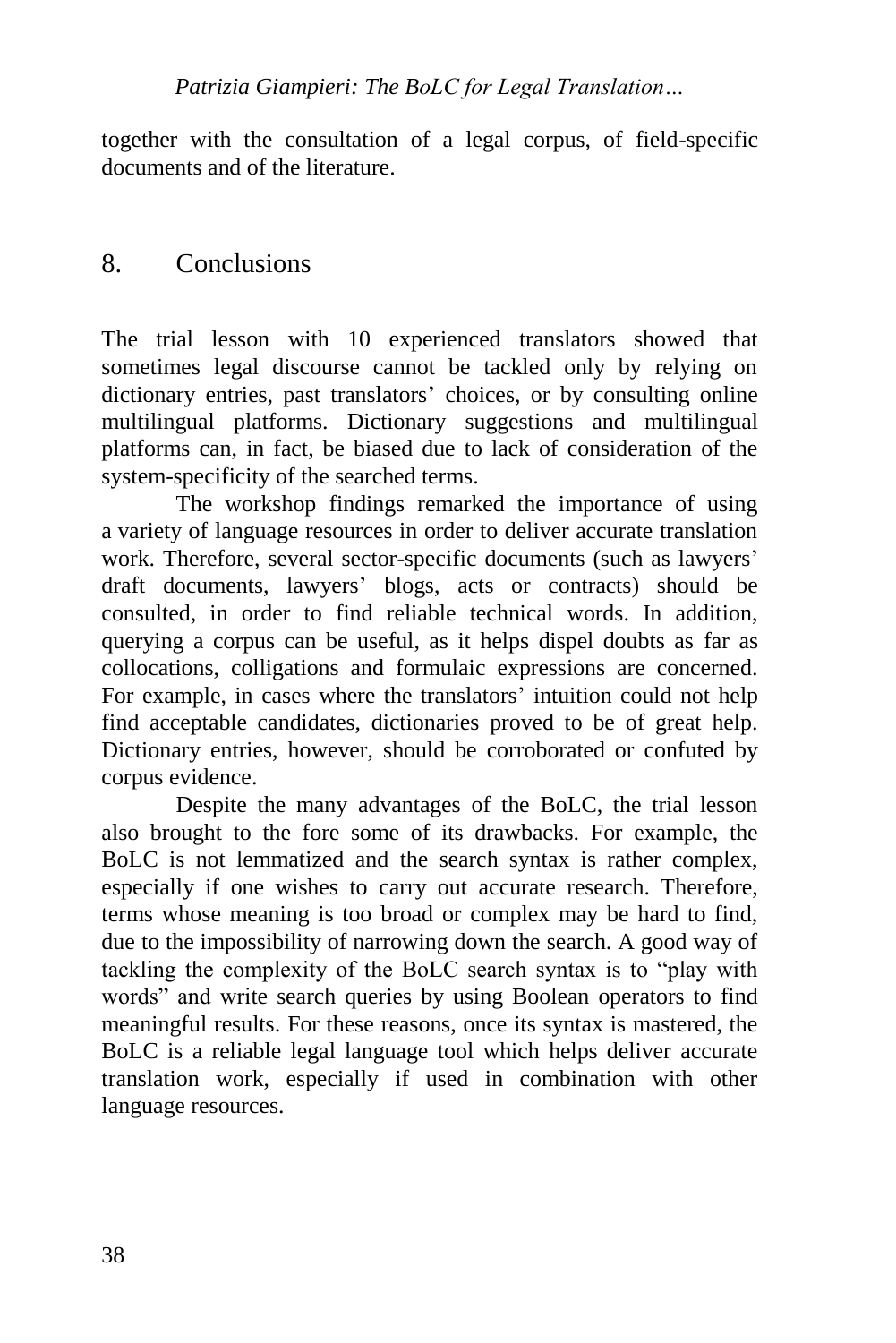together with the consultation of a legal corpus, of field-specific documents and of the literature.

## 8. Conclusions

The trial lesson with 10 experienced translators showed that sometimes legal discourse cannot be tackled only by relying on dictionary entries, past translators' choices, or by consulting online multilingual platforms. Dictionary suggestions and multilingual platforms can, in fact, be biased due to lack of consideration of the system-specificity of the searched terms.

The workshop findings remarked the importance of using a variety of language resources in order to deliver accurate translation work. Therefore, several sector-specific documents (such as lawyers' draft documents, lawyers' blogs, acts or contracts) should be consulted, in order to find reliable technical words. In addition, querying a corpus can be useful, as it helps dispel doubts as far as collocations, colligations and formulaic expressions are concerned. For example, in cases where the translators' intuition could not help find acceptable candidates, dictionaries proved to be of great help. Dictionary entries, however, should be corroborated or confuted by corpus evidence.

Despite the many advantages of the BoLC, the trial lesson also brought to the fore some of its drawbacks. For example, the BoLC is not lemmatized and the search syntax is rather complex, especially if one wishes to carry out accurate research. Therefore, terms whose meaning is too broad or complex may be hard to find, due to the impossibility of narrowing down the search. A good way of tackling the complexity of the BoLC search syntax is to "play with words" and write search queries by using Boolean operators to find meaningful results. For these reasons, once its syntax is mastered, the BoLC is a reliable legal language tool which helps deliver accurate translation work, especially if used in combination with other language resources.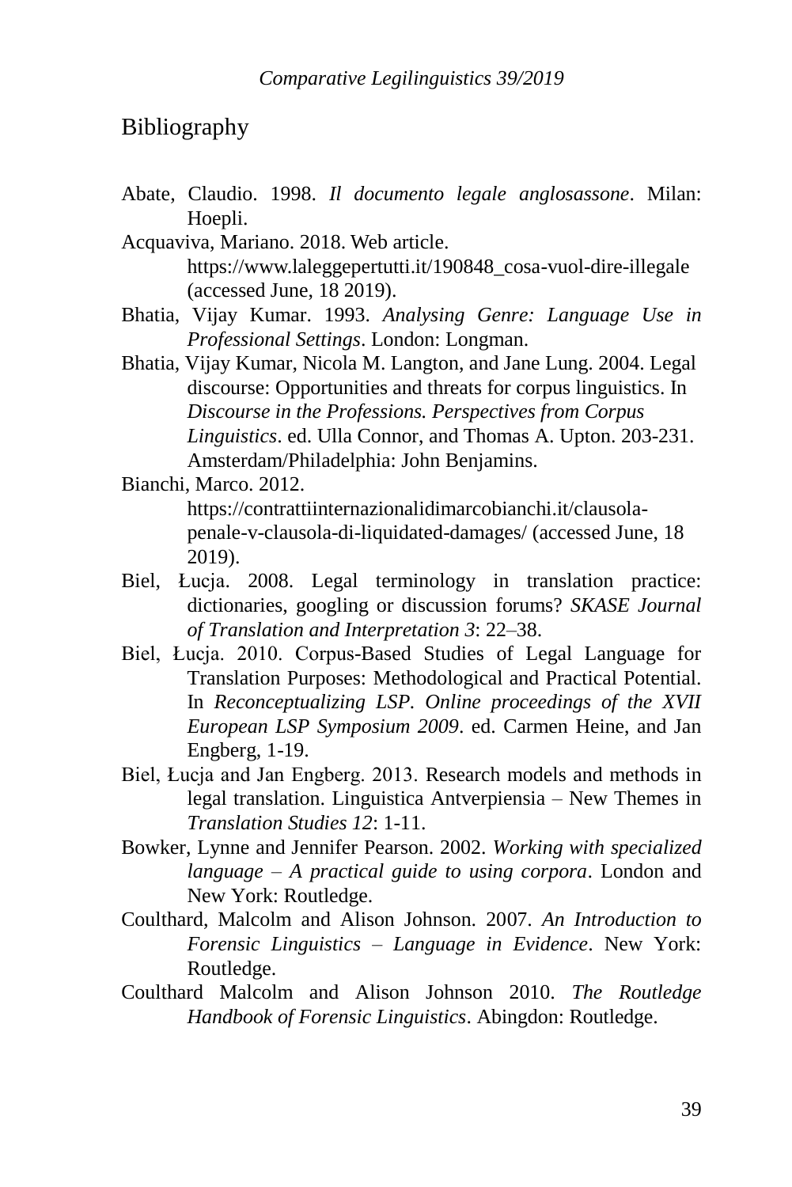## Bibliography

Abate, Claudio. 1998. *Il documento legale anglosassone*. Milan: Hoepli.

Acquaviva, Mariano. 2018. Web article. https://www.laleggepertutti.it/190848_cosa-vuol-dire-illegale (accessed June, 18 2019).

Bhatia, Vijay Kumar. 1993. *Analysing Genre: Language Use in Professional Settings*. London: Longman.

Bhatia, Vijay Kumar, Nicola M. Langton, and Jane Lung. 2004. Legal discourse: Opportunities and threats for corpus linguistics. In *Discourse in the Professions. Perspectives from Corpus Linguistics*. ed. Ulla Connor, and Thomas A. Upton. 203-231. Amsterdam/Philadelphia: John Benjamins.

Bianchi, Marco. 2012. https://contrattiinternazionalidimarcobianchi.it/clausola-penale-v-clausola-di-liquidated-damages/ (accessed June, 18 2019).

Biel, Łucja. 2008. Legal terminology in translation practice: dictionaries, googling or discussion forums? *SKASE Journal of Translation and Interpretation 3*: 22–38.

Biel, Łucja. 2010. Corpus-Based Studies of Legal Language for Translation Purposes: Methodological and Practical Potential. In *Reconceptualizing LSP. Online proceedings of the XVII European LSP Symposium 2009*. ed. Carmen Heine, and Jan Engberg, 1-19.

Biel, Łucja and Jan Engberg. 2013. Research models and methods in legal translation. Linguistica Antverpiensia – New Themes in *Translation Studies 12*: 1-11.

Bowker, Lynne and Jennifer Pearson. 2002. *Working with specialized language – A practical guide to using corpora*. London and New York: Routledge.

Coulthard, Malcolm and Alison Johnson. 2007. *An Introduction to Forensic Linguistics – Language in Evidence*. New York: Routledge.

Coulthard Malcolm and Alison Johnson 2010. *The Routledge Handbook of Forensic Linguistics*. Abingdon: Routledge.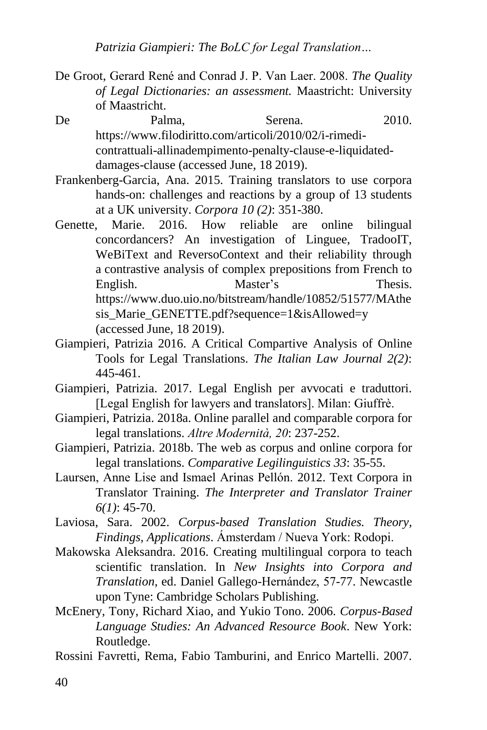De Groot, Gerard René and Conrad J. P. Van Laer. 2008. *The Quality of Legal Dictionaries: an assessment.* Maastricht: University of Maastricht.

De Palma, Serena. 2010. https://www.filodiritto.com/articoli/2010/02/i-rimedi-contrattuali-allinadempimento-penalty-clause-e-liquidated-damages-clause (accessed June, 18 2019).

Frankenberg-Garcia, Ana. 2015. Training translators to use corpora hands-on: challenges and reactions by a group of 13 students at a UK university. *Corpora 10 (2)*: 351-380.

Genette, Marie. 2016. How reliable are online bilingual concordancers? An investigation of Linguee, TradooIT, WeBiText and ReversoContext and their reliability through a contrastive analysis of complex prepositions from French to English. Master's Thesis. https://www.duo.uio.no/bitstream/handle/10852/51577/MAthesis_Marie_GENETTE.pdf?sequence=1&isAllowed=y (accessed June, 18 2019).

Giampieri, Patrizia 2016. A Critical Compartive Analysis of Online Tools for Legal Translations. *The Italian Law Journal 2(2)*: 445-461.

Giampieri, Patrizia. 2017. Legal English per avvocati e traduttori. [Legal English for lawyers and translators]. Milan: Giuffrè.

Giampieri, Patrizia. 2018a. Online parallel and comparable corpora for legal translations. *Altre Modernità, 20*: 237-252.

Giampieri, Patrizia. 2018b. The web as corpus and online corpora for legal translations. *Comparative Legilinguistics 33*: 35-55.

Laursen, Anne Lise and Ismael Arinas Pellón. 2012. Text Corpora in Translator Training. *The Interpreter and Translator Trainer 6(1)*: 45-70.

Laviosa, Sara. 2002. *Corpus-based Translation Studies. Theory, Findings, Applications*. Ámsterdam / Nueva York: Rodopi.

Makowska Aleksandra. 2016. Creating multilingual corpora to teach scientific translation. In *New Insights into Corpora and Translation*, ed. Daniel Gallego-Hernández, 57-77. Newcastle upon Tyne: Cambridge Scholars Publishing.

McEnery, Tony, Richard Xiao, and Yukio Tono. 2006. *Corpus-Based Language Studies: An Advanced Resource Book*. New York: Routledge.

Rossini Favretti, Rema, Fabio Tamburini, and Enrico Martelli. 2007.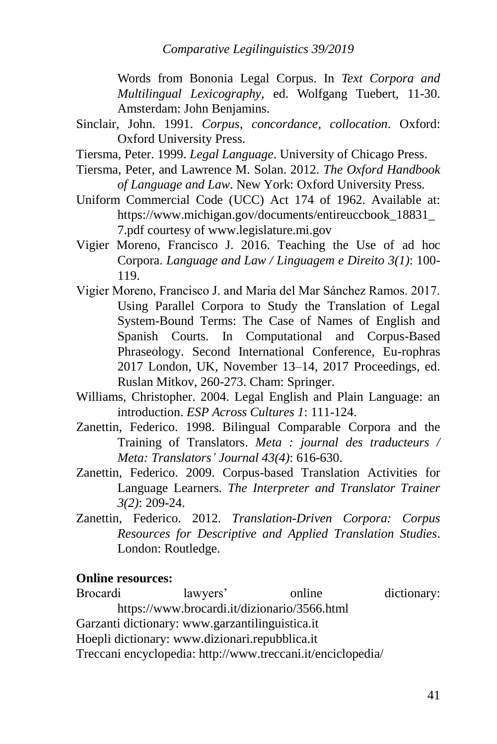Words from Bononia Legal Corpus. In *Text Corpora and Multilingual Lexicography*, ed. Wolfgang Tuebert, 11-30. Amsterdam: John Benjamins.

Sinclair, John. 1991. *Corpus, concordance, collocation*. Oxford: Oxford University Press.

Tiersma, Peter. 1999. *Legal Language*. University of Chicago Press.

Tiersma, Peter, and Lawrence M. Solan. 2012. *The Oxford Handbook of Language and Law*. New York: Oxford University Press.

Uniform Commercial Code (UCC) Act 174 of 1962. Available at: https://www.michigan.gov/documents/entireuccbook_18831_7.pdf courtesy of www.legislature.mi.gov

Vigier Moreno, Francisco J. 2016. Teaching the Use of ad hoc Corpora. *Language and Law / Linguagem e Direito 3(1)*: 100-119.

Vigier Moreno, Francisco J. and Maria del Mar Sánchez Ramos. 2017. Using Parallel Corpora to Study the Translation of Legal System-Bound Terms: The Case of Names of English and Spanish Courts. In Computational and Corpus-Based Phraseology. Second International Conference, Eu-rophras 2017 London, UK, November 13–14, 2017 Proceedings, ed. Ruslan Mitkov, 260-273. Cham: Springer.

Williams, Christopher. 2004. Legal English and Plain Language: an introduction. *ESP Across Cultures 1*: 111-124.

Zanettin, Federico. 1998. Bilingual Comparable Corpora and the Training of Translators. *Meta : journal des traducteurs / Meta: Translators' Journal 43(4)*: 616-630.

Zanettin, Federico. 2009. Corpus-based Translation Activities for Language Learners. *The Interpreter and Translator Trainer 3(2)*: 209-24.

Zanettin, Federico. 2012. *Translation-Driven Corpora: Corpus Resources for Descriptive and Applied Translation Studies*. London: Routledge.

**Online resources:**

Brocardi lawyers' online dictionary: https://www.brocardi.it/dizionario/3566.html

Garzanti dictionary: www.garzantilinguistica.it

Hoepli dictionary: www.dizionari.repubblica.it

Treccani encyclopedia: http://www.treccani.it/enciclopedia/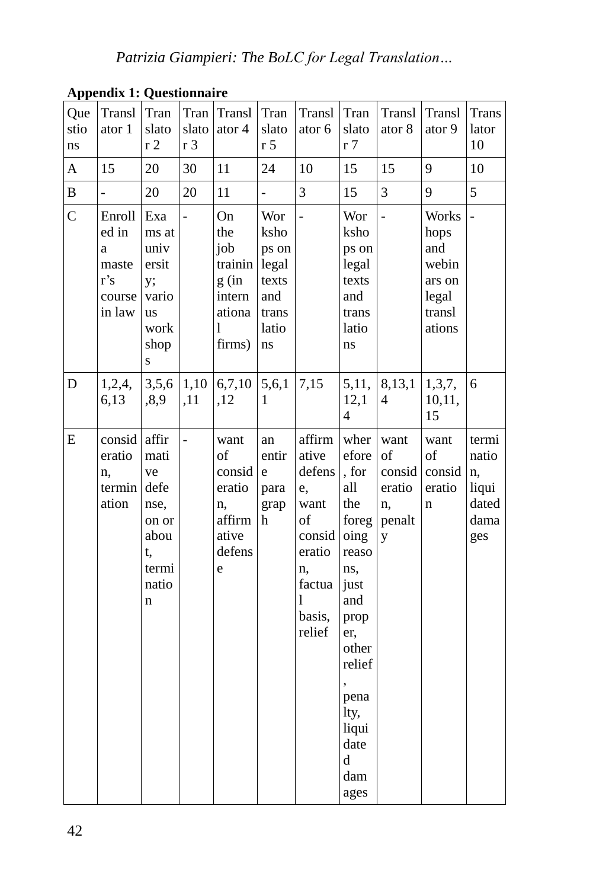**Appendix 1: Questionnaire**

| Questions | Translator 1 | Translator 2 | Translator 3 | Translator 4 | Translator 5 | Translator 6 | Translator 7 | Translator 8 | Translator 9 | Translator 10 |
|---|---|---|---|---|---|---|---|---|---|---|
| A | 15 | 20 | 30 | 11 | 24 | 10 | 15 | 15 | 9 | 10 |
| B | - | 20 | 20 | 11 | - | 3 | 15 | 3 | 9 | 5 |
| C | Enrolled in a master's course in law | Exams at university; various workshops | - | On the job training (in international firms) | Workshops on legal texts and translations | - | Workshops on legal texts and translations | - | Workshops and webinars on legal translations | - |
| D | 1,2,4,6,13 | 3,5,6,8,9 | 1,10,11 | 6,7,10,12 | 5,6,11 | 7,15 | 5,11,12,14 | 8,13,14 | 1,3,7,10,11,15 | 6 |
| E | consideration, termination | affirmative defense, on or about, termination | - | want of consideration, affirmative defense | an entire paragraph | affirmative defense, want of consideration, factual basis, relief | wherefore, for all the foregoing reasons, just and proper, other relief, penalty, liquidated damages | want of consideration, penalty | want of consideration | termination, liquidated damages |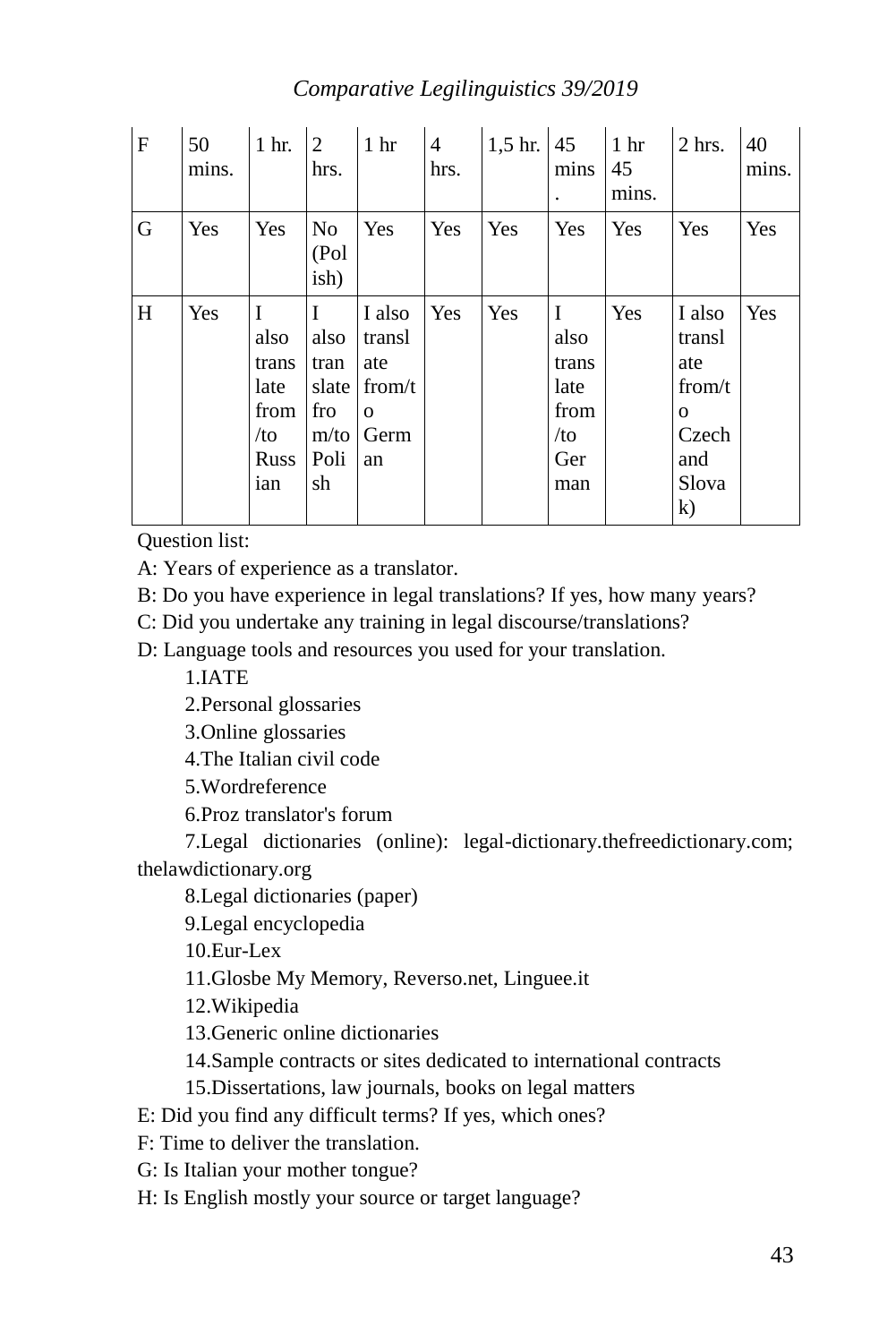| F | 50 mins. | 1 hr. | 2 hrs. | 1 hr | 4 hrs. | 1,5 hr. | 45 mins. | 1 hr 45 mins. | 2 hrs. | 40 mins. |
|---|---|---|---|---|---|---|---|---|---|---|
| G | Yes | Yes | No (Polish) | Yes | Yes | Yes | Yes | Yes | Yes | Yes |
| H | Yes | I also translate from/to Russian | I also translate from/to Polish | I also translate from/to German | Yes | Yes | I also translate from/to German | Yes | I also translate from/to Czech and Slovak) | Yes |

Question list:

A: Years of experience as a translator.

B: Do you have experience in legal translations? If yes, how many years?

C: Did you undertake any training in legal discourse/translations?

D: Language tools and resources you used for your translation.

1.IATE

2.Personal glossaries

3.Online glossaries

4.The Italian civil code

5.Wordreference

6.Proz translator's forum

7.Legal dictionaries (online): legal-dictionary.thefreedictionary.com; thelawdictionary.org

8.Legal dictionaries (paper)

9.Legal encyclopedia

10.Eur-Lex

11.Glosbe My Memory, Reverso.net, Linguee.it

12.Wikipedia

13.Generic online dictionaries

14.Sample contracts or sites dedicated to international contracts

15.Dissertations, law journals, books on legal matters

E: Did you find any difficult terms? If yes, which ones?

F: Time to deliver the translation.

G: Is Italian your mother tongue?

H: Is English mostly your source or target language?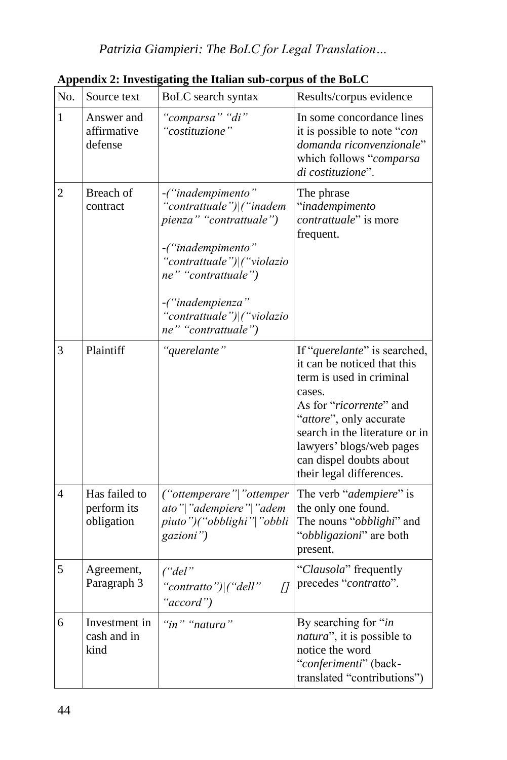**Appendix 2: Investigating the Italian sub-corpus of the BoLC**

| No. | Source text | BoLC search syntax | Results/corpus evidence |
|---|---|---|---|
| 1 | Answer and affirmative defense | *“comparsa” “di” “costituzione”* | In some concordance lines it is possible to note “*con domanda riconvenzionale*” which follows “*comparsa di costituzione*”. |
| 2 | Breach of contract | *-(“inadempimento” “contrattuale”)\|(“inadempienza” “contrattuale”)*<br><br>*-(“inadempimento” “contrattuale”)\|(“violazione” “contrattuale”)*<br><br>*-(“inadempienza” “contrattuale”)\|(“violazione” “contrattuale”)* | The phrase “*inadempimento contrattuale*” is more frequent. |
| 3 | Plaintiff | *“querelante”* | If “*querelante*” is searched, it can be noticed that this term is used in criminal cases.<br>As for “*ricorrente*” and “*attore*”, only accurate search in the literature or in lawyers’ blogs/web pages can dispel doubts about their legal differences. |
| 4 | Has failed to perform its obligation | *(“ottemperare”\|”ottemperato”\|”adempiere”\|”adempiuto”)(“obblighi”\|”obbligazioni”)* | The verb “*adempiere*” is the only one found.<br>The nouns “*obblighi*” and “*obbligazioni*” are both present. |
| 5 | Agreement, Paragraph 3 | *(“del” “contratto”)\|(“dell” [] “accord”)* | “*Clausola*” frequently precedes “*contratto*”. |
| 6 | Investment in cash and in kind | *“in” “natura”* | By searching for “*in natura*”, it is possible to notice the word “*conferimenti*” (back-translated “contributions”) |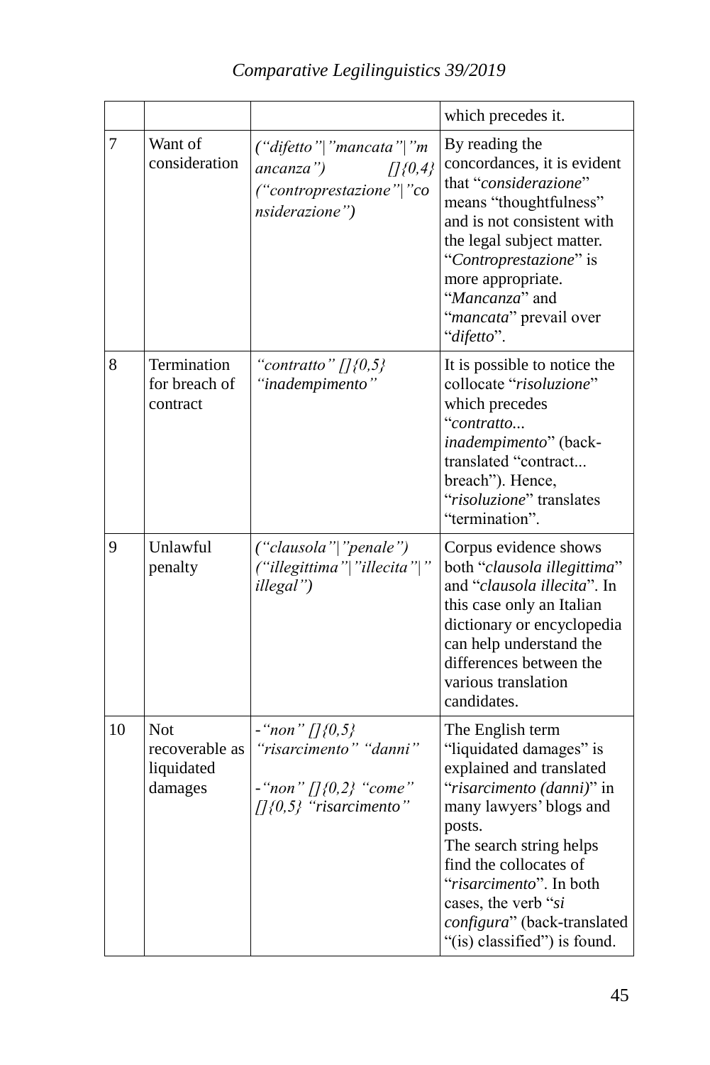| | | | which precedes it. |
|---|---|---|---|
| 7 | Want of consideration | *("difetto"\|"mancata"\|"mancanza") []{0,4} ("controprestazione"\|"considerazione")* | By reading the concordances, it is evident that "*considerazione*" means "thoughtfulness" and is not consistent with the legal subject matter. "*Controprestazione*" is more appropriate. "*Mancanza*" and "*mancata*" prevail over "*difetto*". |
| 8 | Termination for breach of contract | *"contratto" []{0,5} "inadempimento"* | It is possible to notice the collocate "*risoluzione*" which precedes "*contratto... inadempimento*" (back-translated "contract... breach"). Hence, "*risoluzione*" translates "termination". |
| 9 | Unlawful penalty | *("clausola"\|"penale") ("illegittima"\|"illecita"\|"illegal")* | Corpus evidence shows both "*clausola illegittima*" and "*clausola illecita*". In this case only an Italian dictionary or encyclopedia can help understand the differences between the various translation candidates. |
| 10 | Not recoverable as liquidated damages | *-"non" []{0,5} "risarcimento" "danni"*<br><br>*-"non" []{0,2} "come" []{0,5} "risarcimento"* | The English term "liquidated damages" is explained and translated "*risarcimento (danni)*" in many lawyers' blogs and posts.<br>The search string helps find the collocates of "*risarcimento*". In both cases, the verb "*si configura*" (back-translated "(is) classified") is found. |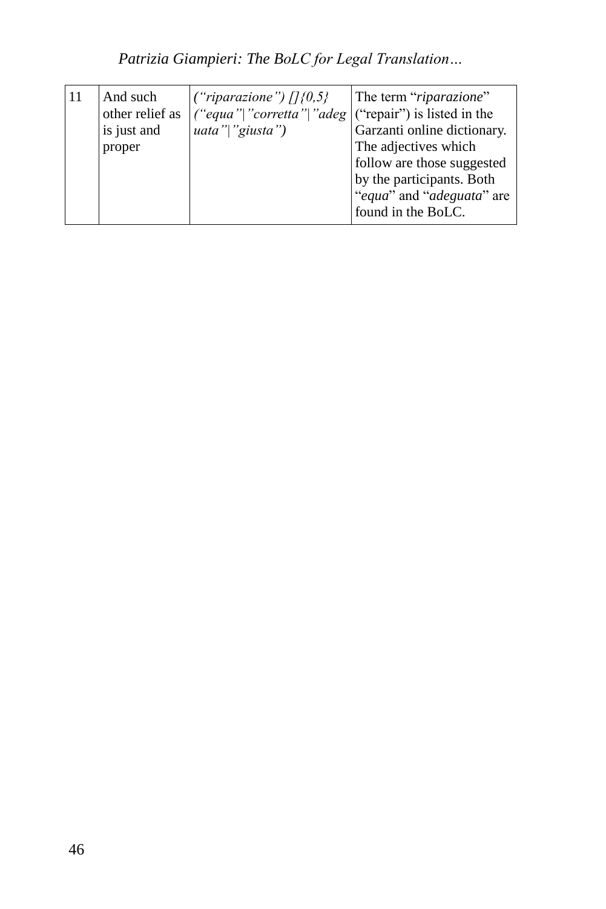| | | | |
|---|---|---|---|
| 11 | And such other relief as is just and proper | *("riparazione") []{0,5} ("equa"\|"corretta"\|"adeguata"\|"giusta")* | The term "*riparazione*" ("repair") is listed in the Garzanti online dictionary. The adjectives which follow are those suggested by the participants. Both "*equa*" and "*adeguata*" are found in the BoLC. |